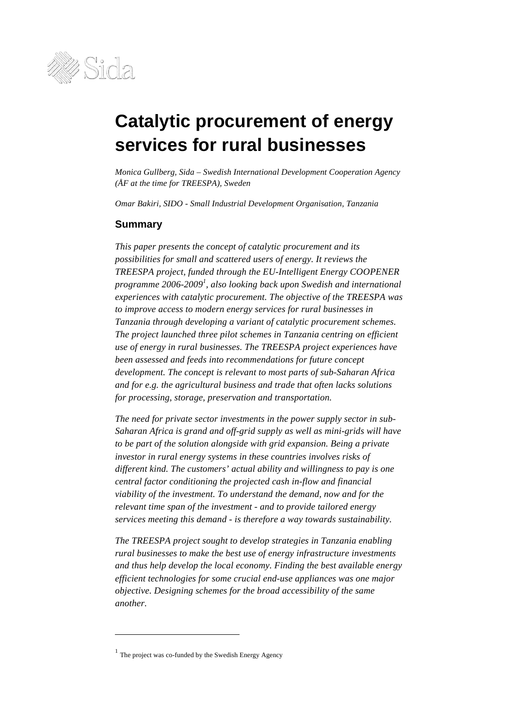# Catalytic procurement of energy services for rural businesses

*Monica Gullberg, Sida – Swedish International Development Cooperation Agency (ÅF at the time for TREESPA), Sweden*

*Omar Bakiri, SIDO - Small Industrial Development Organisation, Tanzania*

## Summary

*This paper presents the concept of catalytic procurement and its possibilities for small and scattered users of energy. It reviews the TREESPA project, funded through the EU-Intelligent Energy COOPENER programme 2006-2009[1], also looking back upon Swedish and international experiences with catalytic procurement. The objective of the TREESPA was to improve access to modern energy services for rural businesses in Tanzania through developing a variant of catalytic procurement schemes. The project launched three pilot schemes in Tanzania centring on efficient use of energy in rural businesses. The TREESPA project experiences have been assessed and feeds into recommendations for future concept development. The concept is relevant to most parts of sub-Saharan Africa and for e.g. the agricultural business and trade that often lacks solutions for processing, storage, preservation and transportation.*

*The need for private sector investments in the power supply sector in sub-Saharan Africa is grand and off-grid supply as well as mini-grids will have to be part of the solution alongside with grid expansion. Being a private investor in rural energy systems in these countries involves risks of different kind. The customers' actual ability and willingness to pay is one central factor conditioning the projected cash in-flow and financial viability of the investment. To understand the demand, now and for the relevant time span of the investment - and to provide tailored energy services meeting this demand - is therefore a way towards sustainability.*

*The TREESPA project sought to develop strategies in Tanzania enabling rural businesses to make the best use of energy infrastructure investments and thus help develop the local economy. Finding the best available energy efficient technologies for some crucial end-use appliances was one major objective. Designing schemes for the broad accessibility of the same another.*

---

[1] The project was co-funded by the Swedish Energy Agency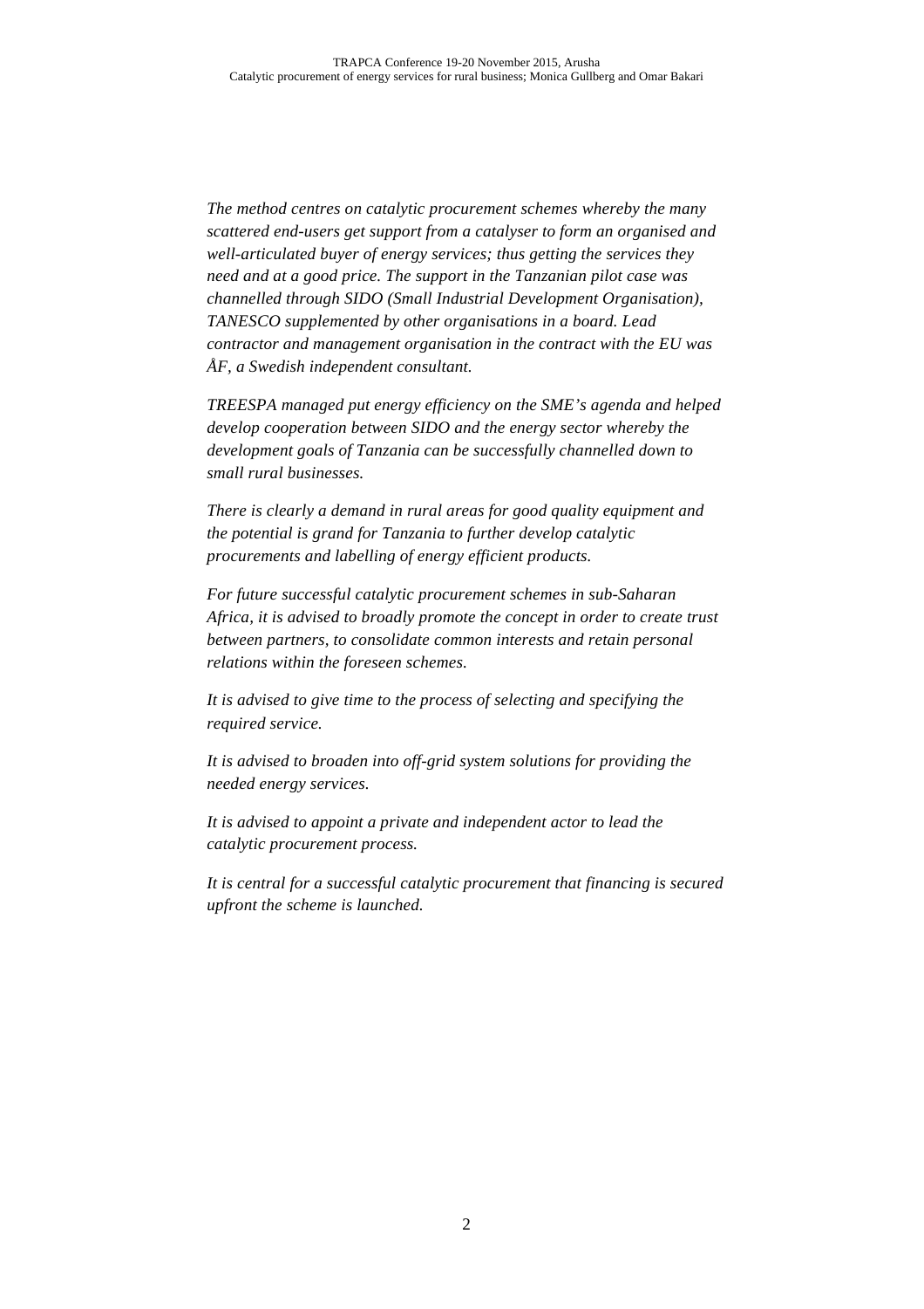*The method centres on catalytic procurement schemes whereby the many scattered end-users get support from a catalyser to form an organised and well-articulated buyer of energy services; thus getting the services they need and at a good price. The support in the Tanzanian pilot case was channelled through SIDO (Small Industrial Development Organisation), TANESCO supplemented by other organisations in a board. Lead contractor and management organisation in the contract with the EU was ÅF, a Swedish independent consultant.*

*TREESPA managed put energy efficiency on the SME's agenda and helped develop cooperation between SIDO and the energy sector whereby the development goals of Tanzania can be successfully channelled down to small rural businesses.*

*There is clearly a demand in rural areas for good quality equipment and the potential is grand for Tanzania to further develop catalytic procurements and labelling of energy efficient products.*

*For future successful catalytic procurement schemes in sub-Saharan Africa, it is advised to broadly promote the concept in order to create trust between partners, to consolidate common interests and retain personal relations within the foreseen schemes.*

*It is advised to give time to the process of selecting and specifying the required service.*

*It is advised to broaden into off-grid system solutions for providing the needed energy services.*

*It is advised to appoint a private and independent actor to lead the catalytic procurement process.*

*It is central for a successful catalytic procurement that financing is secured upfront the scheme is launched.*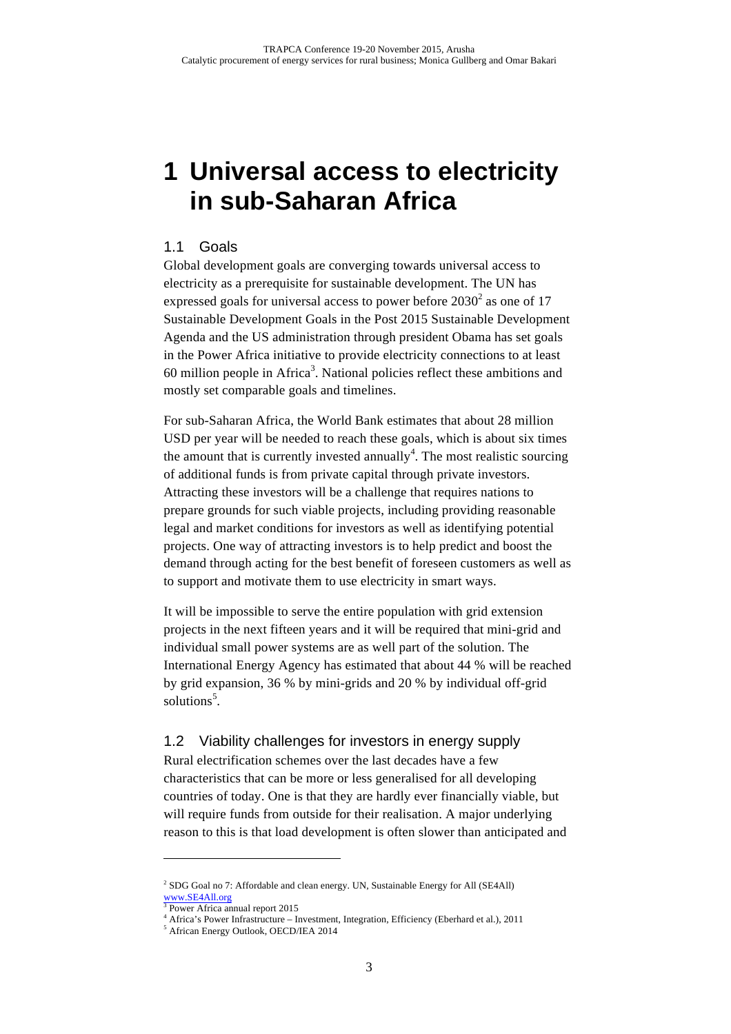# 1 Universal access to electricity in sub-Saharan Africa

## 1.1 Goals

Global development goals are converging towards universal access to electricity as a prerequisite for sustainable development. The UN has expressed goals for universal access to power before 2030[2] as one of 17 Sustainable Development Goals in the Post 2015 Sustainable Development Agenda and the US administration through president Obama has set goals in the Power Africa initiative to provide electricity connections to at least 60 million people in Africa[3]. National policies reflect these ambitions and mostly set comparable goals and timelines.

For sub-Saharan Africa, the World Bank estimates that about 28 million USD per year will be needed to reach these goals, which is about six times the amount that is currently invested annually[4]. The most realistic sourcing of additional funds is from private capital through private investors. Attracting these investors will be a challenge that requires nations to prepare grounds for such viable projects, including providing reasonable legal and market conditions for investors as well as identifying potential projects. One way of attracting investors is to help predict and boost the demand through acting for the best benefit of foreseen customers as well as to support and motivate them to use electricity in smart ways.

It will be impossible to serve the entire population with grid extension projects in the next fifteen years and it will be required that mini-grid and individual small power systems are as well part of the solution. The International Energy Agency has estimated that about 44 % will be reached by grid expansion, 36 % by mini-grids and 20 % by individual off-grid solutions[5].

## 1.2 Viability challenges for investors in energy supply

Rural electrification schemes over the last decades have a few characteristics that can be more or less generalised for all developing countries of today. One is that they are hardly ever financially viable, but will require funds from outside for their realisation. A major underlying reason to this is that load development is often slower than anticipated and

---

[2] SDG Goal no 7: Affordable and clean energy. UN, Sustainable Energy for All (SE4All) www.SE4All.org

[3] Power Africa annual report 2015

[4] Africa's Power Infrastructure – Investment, Integration, Efficiency (Eberhard et al.), 2011

[5] African Energy Outlook, OECD/IEA 2014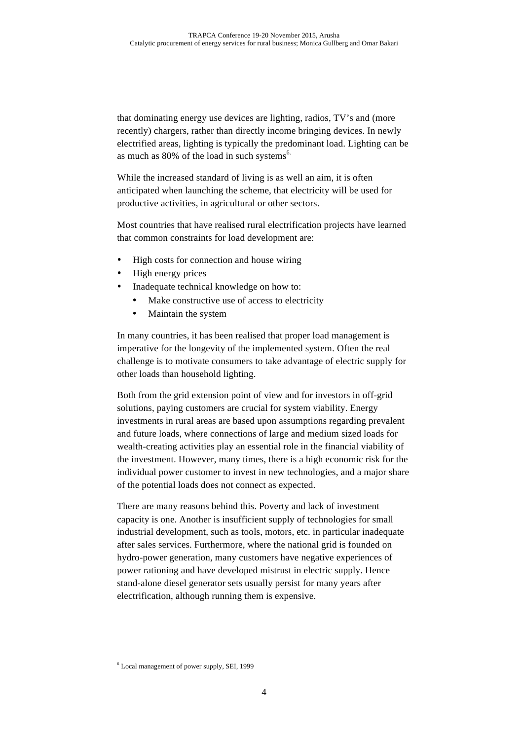that dominating energy use devices are lighting, radios, TV's and (more recently) chargers, rather than directly income bringing devices. In newly electrified areas, lighting is typically the predominant load. Lighting can be as much as 80% of the load in such systems[6].

While the increased standard of living is as well an aim, it is often anticipated when launching the scheme, that electricity will be used for productive activities, in agricultural or other sectors.

Most countries that have realised rural electrification projects have learned that common constraints for load development are:

- High costs for connection and house wiring
- High energy prices
- Inadequate technical knowledge on how to:
  - Make constructive use of access to electricity
  - Maintain the system

In many countries, it has been realised that proper load management is imperative for the longevity of the implemented system. Often the real challenge is to motivate consumers to take advantage of electric supply for other loads than household lighting.

Both from the grid extension point of view and for investors in off-grid solutions, paying customers are crucial for system viability. Energy investments in rural areas are based upon assumptions regarding prevalent and future loads, where connections of large and medium sized loads for wealth-creating activities play an essential role in the financial viability of the investment. However, many times, there is a high economic risk for the individual power customer to invest in new technologies, and a major share of the potential loads does not connect as expected.

There are many reasons behind this. Poverty and lack of investment capacity is one. Another is insufficient supply of technologies for small industrial development, such as tools, motors, etc. in particular inadequate after sales services. Furthermore, where the national grid is founded on hydro-power generation, many customers have negative experiences of power rationing and have developed mistrust in electric supply. Hence stand-alone diesel generator sets usually persist for many years after electrification, although running them is expensive.

---

[6] Local management of power supply, SEI, 1999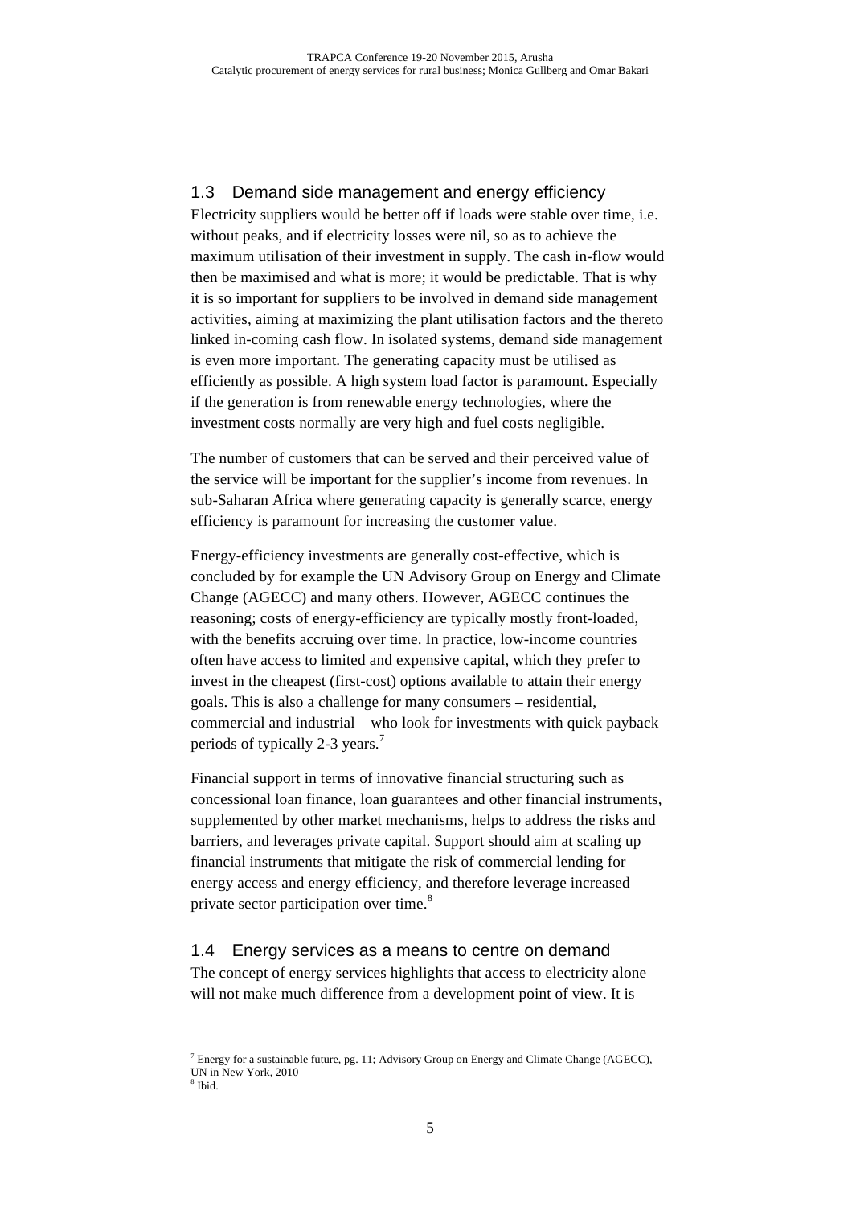## 1.3 Demand side management and energy efficiency

Electricity suppliers would be better off if loads were stable over time, i.e. without peaks, and if electricity losses were nil, so as to achieve the maximum utilisation of their investment in supply. The cash in-flow would then be maximised and what is more; it would be predictable. That is why it is so important for suppliers to be involved in demand side management activities, aiming at maximizing the plant utilisation factors and the thereto linked in-coming cash flow. In isolated systems, demand side management is even more important. The generating capacity must be utilised as efficiently as possible. A high system load factor is paramount. Especially if the generation is from renewable energy technologies, where the investment costs normally are very high and fuel costs negligible.

The number of customers that can be served and their perceived value of the service will be important for the supplier's income from revenues. In sub-Saharan Africa where generating capacity is generally scarce, energy efficiency is paramount for increasing the customer value.

Energy-efficiency investments are generally cost-effective, which is concluded by for example the UN Advisory Group on Energy and Climate Change (AGECC) and many others. However, AGECC continues the reasoning; costs of energy-efficiency are typically mostly front-loaded, with the benefits accruing over time. In practice, low-income countries often have access to limited and expensive capital, which they prefer to invest in the cheapest (first-cost) options available to attain their energy goals. This is also a challenge for many consumers – residential, commercial and industrial – who look for investments with quick payback periods of typically 2-3 years.[7]

Financial support in terms of innovative financial structuring such as concessional loan finance, loan guarantees and other financial instruments, supplemented by other market mechanisms, helps to address the risks and barriers, and leverages private capital. Support should aim at scaling up financial instruments that mitigate the risk of commercial lending for energy access and energy efficiency, and therefore leverage increased private sector participation over time.[8]

## 1.4 Energy services as a means to centre on demand

The concept of energy services highlights that access to electricity alone will not make much difference from a development point of view. It is

---

[7] Energy for a sustainable future, pg. 11; Advisory Group on Energy and Climate Change (AGECC), UN in New York, 2010

[8] Ibid.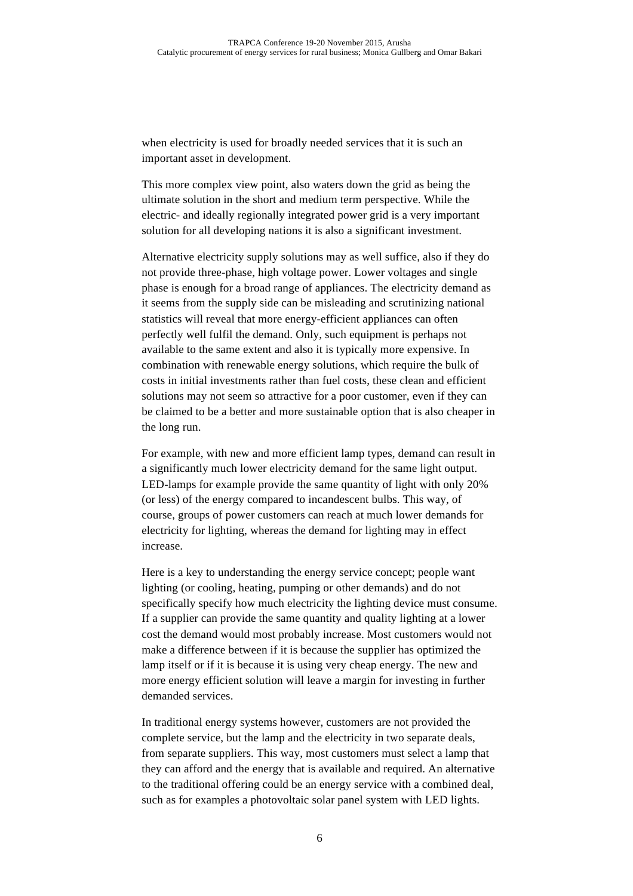when electricity is used for broadly needed services that it is such an important asset in development.

This more complex view point, also waters down the grid as being the ultimate solution in the short and medium term perspective. While the electric- and ideally regionally integrated power grid is a very important solution for all developing nations it is also a significant investment.

Alternative electricity supply solutions may as well suffice, also if they do not provide three-phase, high voltage power. Lower voltages and single phase is enough for a broad range of appliances. The electricity demand as it seems from the supply side can be misleading and scrutinizing national statistics will reveal that more energy-efficient appliances can often perfectly well fulfil the demand. Only, such equipment is perhaps not available to the same extent and also it is typically more expensive. In combination with renewable energy solutions, which require the bulk of costs in initial investments rather than fuel costs, these clean and efficient solutions may not seem so attractive for a poor customer, even if they can be claimed to be a better and more sustainable option that is also cheaper in the long run.

For example, with new and more efficient lamp types, demand can result in a significantly much lower electricity demand for the same light output. LED-lamps for example provide the same quantity of light with only 20% (or less) of the energy compared to incandescent bulbs. This way, of course, groups of power customers can reach at much lower demands for electricity for lighting, whereas the demand for lighting may in effect increase.

Here is a key to understanding the energy service concept; people want lighting (or cooling, heating, pumping or other demands) and do not specifically specify how much electricity the lighting device must consume. If a supplier can provide the same quantity and quality lighting at a lower cost the demand would most probably increase. Most customers would not make a difference between if it is because the supplier has optimized the lamp itself or if it is because it is using very cheap energy. The new and more energy efficient solution will leave a margin for investing in further demanded services.

In traditional energy systems however, customers are not provided the complete service, but the lamp and the electricity in two separate deals, from separate suppliers. This way, most customers must select a lamp that they can afford and the energy that is available and required. An alternative to the traditional offering could be an energy service with a combined deal, such as for examples a photovoltaic solar panel system with LED lights.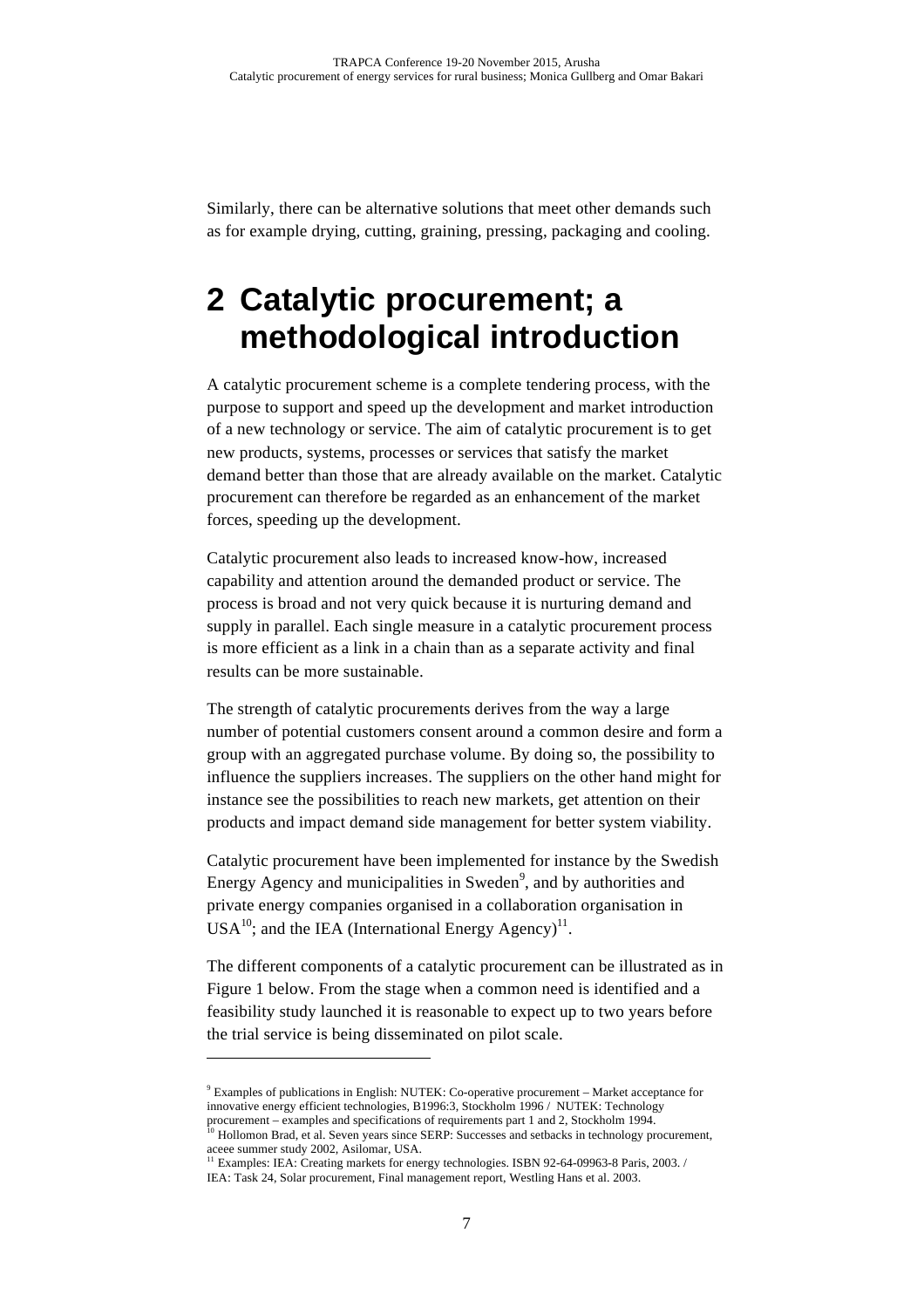Similarly, there can be alternative solutions that meet other demands such as for example drying, cutting, graining, pressing, packaging and cooling.

# 2 Catalytic procurement; a methodological introduction

A catalytic procurement scheme is a complete tendering process, with the purpose to support and speed up the development and market introduction of a new technology or service. The aim of catalytic procurement is to get new products, systems, processes or services that satisfy the market demand better than those that are already available on the market. Catalytic procurement can therefore be regarded as an enhancement of the market forces, speeding up the development.

Catalytic procurement also leads to increased know-how, increased capability and attention around the demanded product or service. The process is broad and not very quick because it is nurturing demand and supply in parallel. Each single measure in a catalytic procurement process is more efficient as a link in a chain than as a separate activity and final results can be more sustainable.

The strength of catalytic procurements derives from the way a large number of potential customers consent around a common desire and form a group with an aggregated purchase volume. By doing so, the possibility to influence the suppliers increases. The suppliers on the other hand might for instance see the possibilities to reach new markets, get attention on their products and impact demand side management for better system viability.

Catalytic procurement have been implemented for instance by the Swedish Energy Agency and municipalities in Sweden[9], and by authorities and private energy companies organised in a collaboration organisation in USA[10]; and the IEA (International Energy Agency)[11].

The different components of a catalytic procurement can be illustrated as in Figure 1 below. From the stage when a common need is identified and a feasibility study launched it is reasonable to expect up to two years before the trial service is being disseminated on pilot scale.

---

[9] Examples of publications in English: NUTEK: Co-operative procurement – Market acceptance for innovative energy efficient technologies, B1996:3, Stockholm 1996 / NUTEK: Technology procurement – examples and specifications of requirements part 1 and 2, Stockholm 1994.

[10] Hollomon Brad, et al. Seven years since SERP: Successes and setbacks in technology procurement, aceee summer study 2002, Asilomar, USA.

[11] Examples: IEA: Creating markets for energy technologies. ISBN 92-64-09963-8 Paris, 2003. / IEA: Task 24, Solar procurement, Final management report, Westling Hans et al. 2003.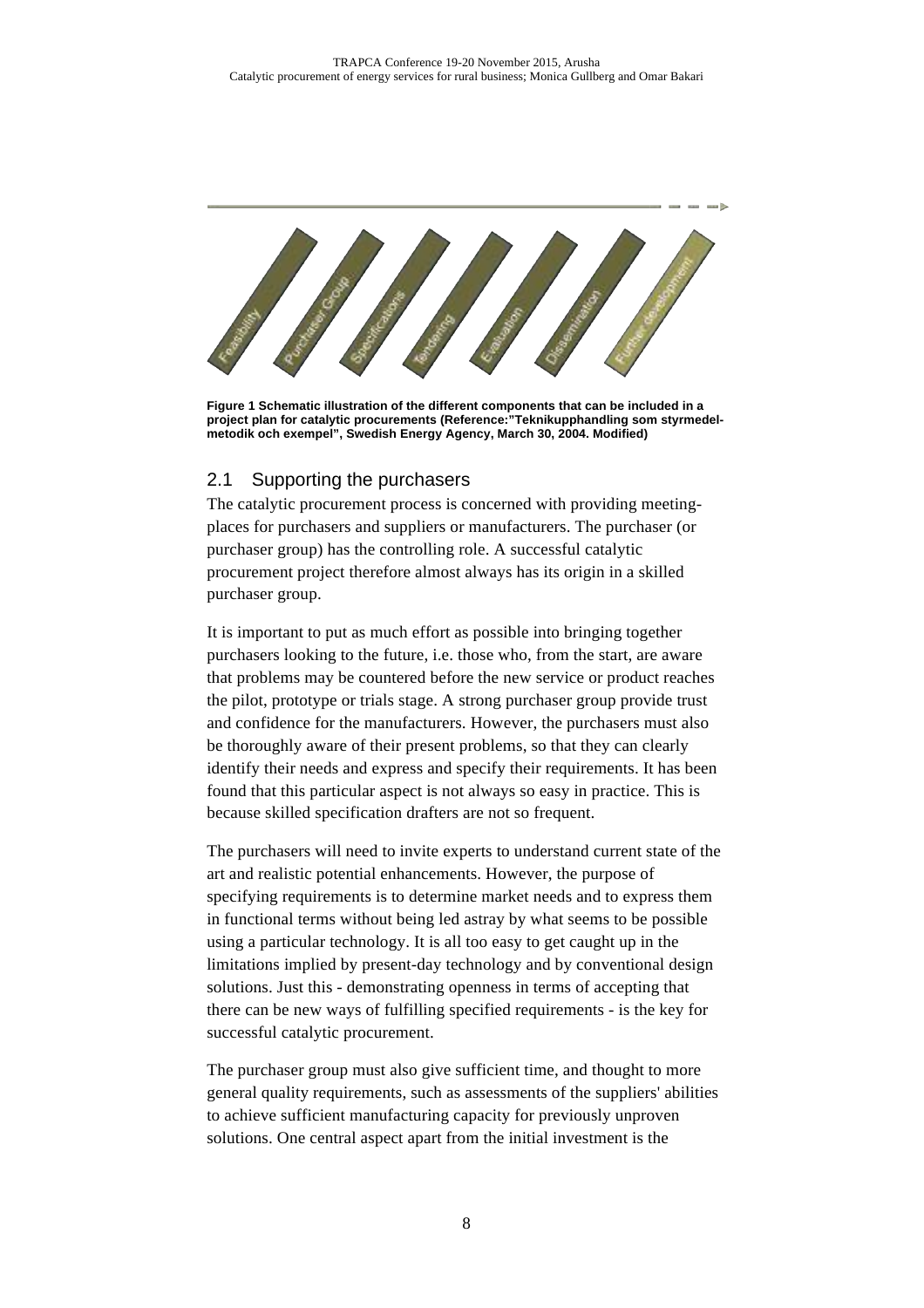Figure 1 Schematic illustration of the different components that can be included in a project plan for catalytic procurements (Reference:"Teknikupphandling som styrmedel-metodik och exempel", Swedish Energy Agency, March 30, 2004. Modified)

## 2.1 Supporting the purchasers

The catalytic procurement process is concerned with providing meeting-places for purchasers and suppliers or manufacturers. The purchaser (or purchaser group) has the controlling role. A successful catalytic procurement project therefore almost always has its origin in a skilled purchaser group.

It is important to put as much effort as possible into bringing together purchasers looking to the future, i.e. those who, from the start, are aware that problems may be countered before the new service or product reaches the pilot, prototype or trials stage. A strong purchaser group provide trust and confidence for the manufacturers. However, the purchasers must also be thoroughly aware of their present problems, so that they can clearly identify their needs and express and specify their requirements. It has been found that this particular aspect is not always so easy in practice. This is because skilled specification drafters are not so frequent.

The purchasers will need to invite experts to understand current state of the art and realistic potential enhancements. However, the purpose of specifying requirements is to determine market needs and to express them in functional terms without being led astray by what seems to be possible using a particular technology. It is all too easy to get caught up in the limitations implied by present-day technology and by conventional design solutions. Just this - demonstrating openness in terms of accepting that there can be new ways of fulfilling specified requirements - is the key for successful catalytic procurement.

The purchaser group must also give sufficient time, and thought to more general quality requirements, such as assessments of the suppliers' abilities to achieve sufficient manufacturing capacity for previously unproven solutions. One central aspect apart from the initial investment is the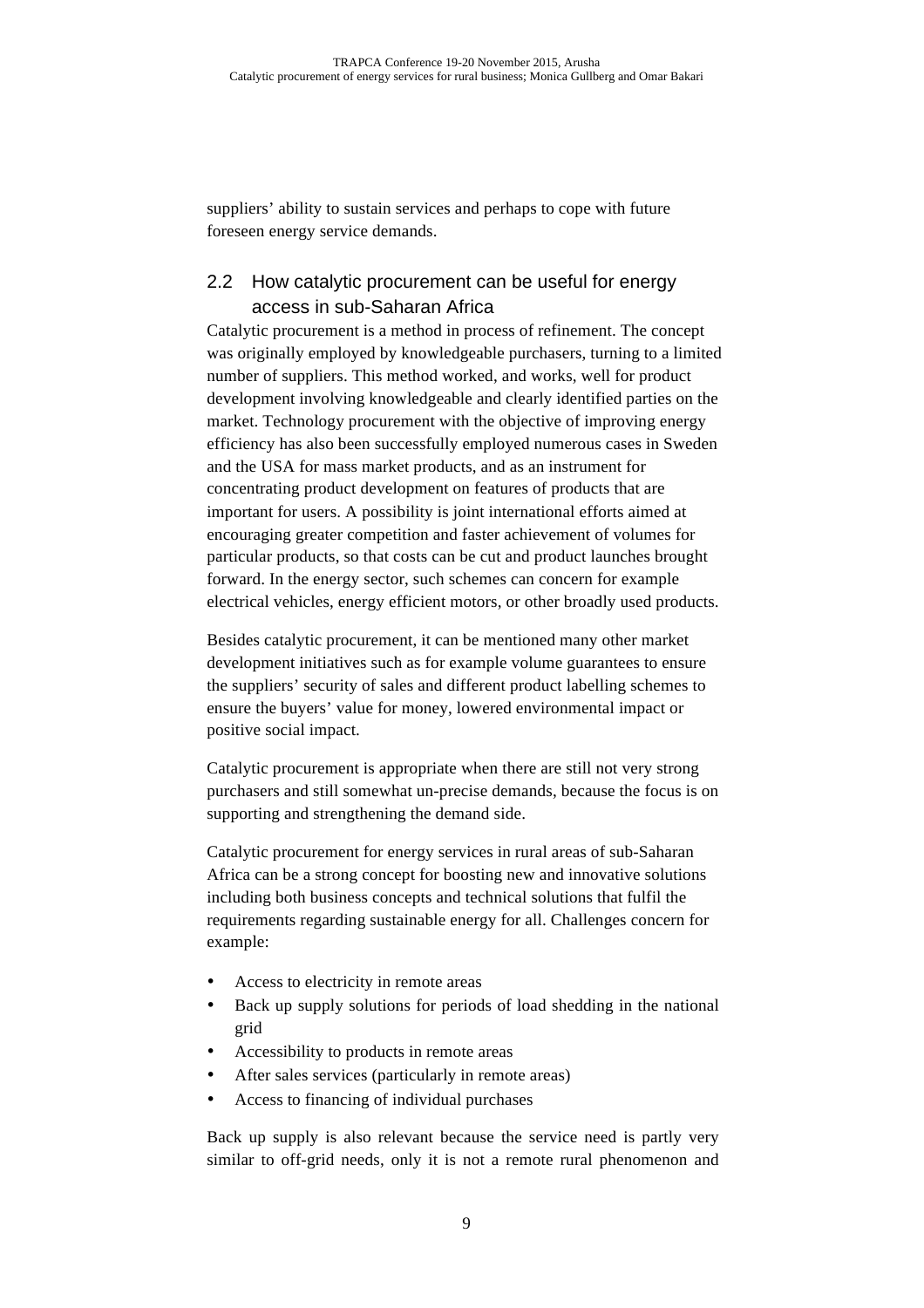suppliers' ability to sustain services and perhaps to cope with future foreseen energy service demands.

## 2.2 How catalytic procurement can be useful for energy access in sub-Saharan Africa

Catalytic procurement is a method in process of refinement. The concept was originally employed by knowledgeable purchasers, turning to a limited number of suppliers. This method worked, and works, well for product development involving knowledgeable and clearly identified parties on the market. Technology procurement with the objective of improving energy efficiency has also been successfully employed numerous cases in Sweden and the USA for mass market products, and as an instrument for concentrating product development on features of products that are important for users. A possibility is joint international efforts aimed at encouraging greater competition and faster achievement of volumes for particular products, so that costs can be cut and product launches brought forward. In the energy sector, such schemes can concern for example electrical vehicles, energy efficient motors, or other broadly used products.

Besides catalytic procurement, it can be mentioned many other market development initiatives such as for example volume guarantees to ensure the suppliers' security of sales and different product labelling schemes to ensure the buyers' value for money, lowered environmental impact or positive social impact.

Catalytic procurement is appropriate when there are still not very strong purchasers and still somewhat un-precise demands, because the focus is on supporting and strengthening the demand side.

Catalytic procurement for energy services in rural areas of sub-Saharan Africa can be a strong concept for boosting new and innovative solutions including both business concepts and technical solutions that fulfil the requirements regarding sustainable energy for all. Challenges concern for example:

- Access to electricity in remote areas
- Back up supply solutions for periods of load shedding in the national grid
- Accessibility to products in remote areas
- After sales services (particularly in remote areas)
- Access to financing of individual purchases

Back up supply is also relevant because the service need is partly very similar to off-grid needs, only it is not a remote rural phenomenon and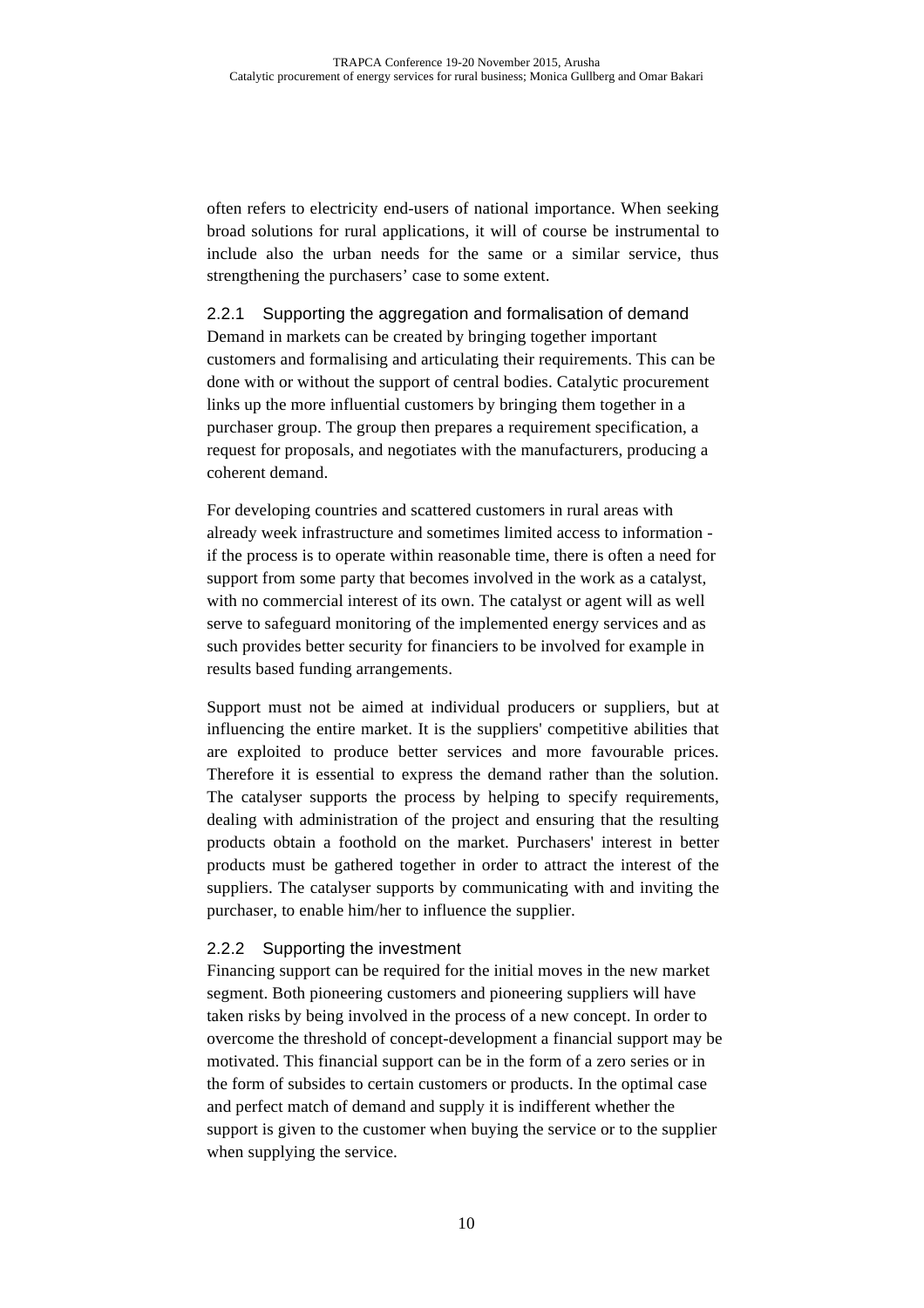often refers to electricity end-users of national importance. When seeking broad solutions for rural applications, it will of course be instrumental to include also the urban needs for the same or a similar service, thus strengthening the purchasers' case to some extent.

### 2.2.1 Supporting the aggregation and formalisation of demand

Demand in markets can be created by bringing together important customers and formalising and articulating their requirements. This can be done with or without the support of central bodies. Catalytic procurement links up the more influential customers by bringing them together in a purchaser group. The group then prepares a requirement specification, a request for proposals, and negotiates with the manufacturers, producing a coherent demand.

For developing countries and scattered customers in rural areas with already week infrastructure and sometimes limited access to information - if the process is to operate within reasonable time, there is often a need for support from some party that becomes involved in the work as a catalyst, with no commercial interest of its own. The catalyst or agent will as well serve to safeguard monitoring of the implemented energy services and as such provides better security for financiers to be involved for example in results based funding arrangements.

Support must not be aimed at individual producers or suppliers, but at influencing the entire market. It is the suppliers' competitive abilities that are exploited to produce better services and more favourable prices. Therefore it is essential to express the demand rather than the solution. The catalyser supports the process by helping to specify requirements, dealing with administration of the project and ensuring that the resulting products obtain a foothold on the market. Purchasers' interest in better products must be gathered together in order to attract the interest of the suppliers. The catalyser supports by communicating with and inviting the purchaser, to enable him/her to influence the supplier.

### 2.2.2 Supporting the investment

Financing support can be required for the initial moves in the new market segment. Both pioneering customers and pioneering suppliers will have taken risks by being involved in the process of a new concept. In order to overcome the threshold of concept-development a financial support may be motivated. This financial support can be in the form of a zero series or in the form of subsides to certain customers or products. In the optimal case and perfect match of demand and supply it is indifferent whether the support is given to the customer when buying the service or to the supplier when supplying the service.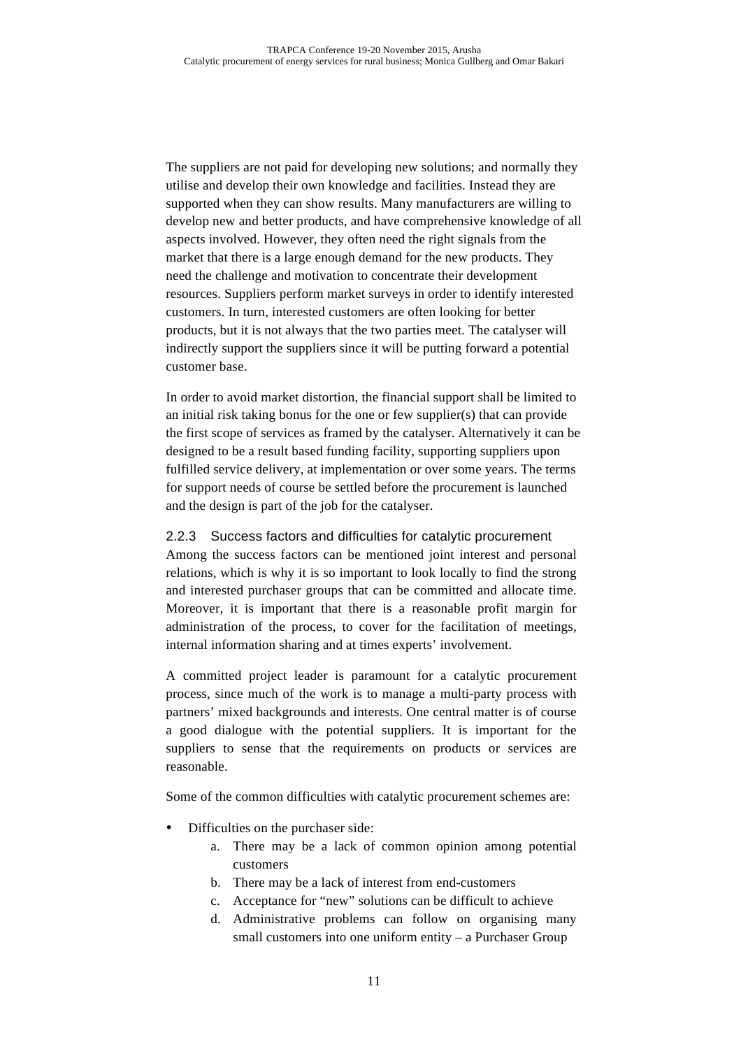The suppliers are not paid for developing new solutions; and normally they utilise and develop their own knowledge and facilities. Instead they are supported when they can show results. Many manufacturers are willing to develop new and better products, and have comprehensive knowledge of all aspects involved. However, they often need the right signals from the market that there is a large enough demand for the new products. They need the challenge and motivation to concentrate their development resources. Suppliers perform market surveys in order to identify interested customers. In turn, interested customers are often looking for better products, but it is not always that the two parties meet. The catalyser will indirectly support the suppliers since it will be putting forward a potential customer base.

In order to avoid market distortion, the financial support shall be limited to an initial risk taking bonus for the one or few supplier(s) that can provide the first scope of services as framed by the catalyser. Alternatively it can be designed to be a result based funding facility, supporting suppliers upon fulfilled service delivery, at implementation or over some years. The terms for support needs of course be settled before the procurement is launched and the design is part of the job for the catalyser.

### 2.2.3 Success factors and difficulties for catalytic procurement

Among the success factors can be mentioned joint interest and personal relations, which is why it is so important to look locally to find the strong and interested purchaser groups that can be committed and allocate time. Moreover, it is important that there is a reasonable profit margin for administration of the process, to cover for the facilitation of meetings, internal information sharing and at times experts' involvement.

A committed project leader is paramount for a catalytic procurement process, since much of the work is to manage a multi-party process with partners' mixed backgrounds and interests. One central matter is of course a good dialogue with the potential suppliers. It is important for the suppliers to sense that the requirements on products or services are reasonable.

Some of the common difficulties with catalytic procurement schemes are:

- Difficulties on the purchaser side:
  a. There may be a lack of common opinion among potential customers
  b. There may be a lack of interest from end-customers
  c. Acceptance for "new" solutions can be difficult to achieve
  d. Administrative problems can follow on organising many small customers into one uniform entity – a Purchaser Group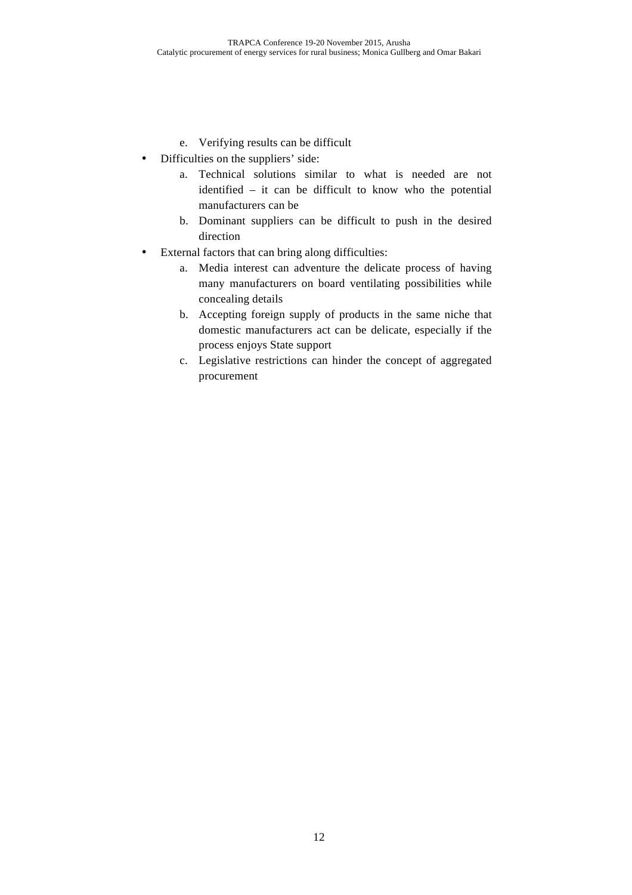e. Verifying results can be difficult

- Difficulties on the suppliers' side:
   a. Technical solutions similar to what is needed are not identified – it can be difficult to know who the potential manufacturers can be
   b. Dominant suppliers can be difficult to push in the desired direction
- External factors that can bring along difficulties:
   a. Media interest can adventure the delicate process of having many manufacturers on board ventilating possibilities while concealing details
   b. Accepting foreign supply of products in the same niche that domestic manufacturers act can be delicate, especially if the process enjoys State support
   c. Legislative restrictions can hinder the concept of aggregated procurement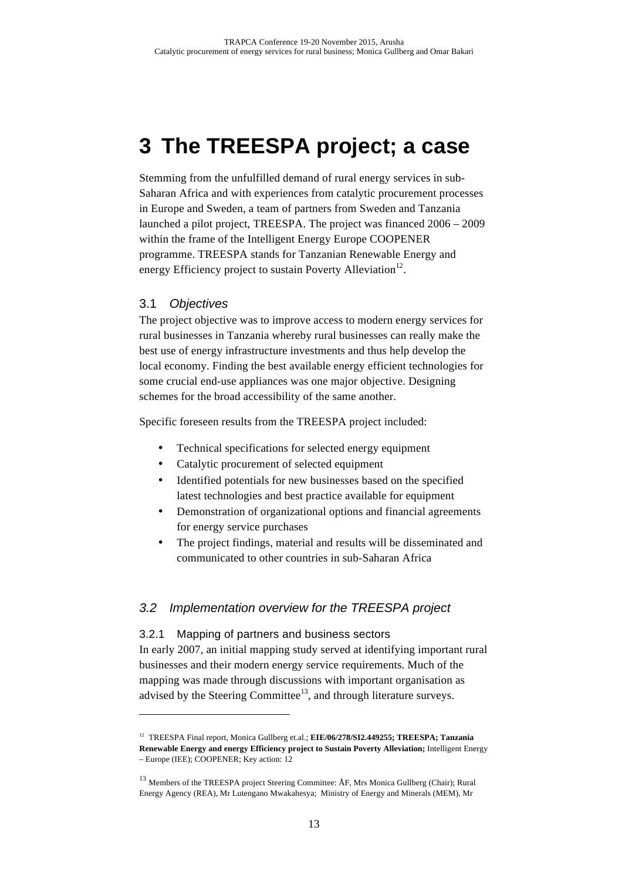# 3 The TREESPA project; a case

Stemming from the unfulfilled demand of rural energy services in sub-Saharan Africa and with experiences from catalytic procurement processes in Europe and Sweden, a team of partners from Sweden and Tanzania launched a pilot project, TREESPA. The project was financed 2006 – 2009 within the frame of the Intelligent Energy Europe COOPENER programme. TREESPA stands for Tanzanian Renewable Energy and energy Efficiency project to sustain Poverty Alleviation[12].

## 3.1 *Objectives*

The project objective was to improve access to modern energy services for rural businesses in Tanzania whereby rural businesses can really make the best use of energy infrastructure investments and thus help develop the local economy. Finding the best available energy efficient technologies for some crucial end-use appliances was one major objective. Designing schemes for the broad accessibility of the same another.

Specific foreseen results from the TREESPA project included:

- Technical specifications for selected energy equipment
- Catalytic procurement of selected equipment
- Identified potentials for new businesses based on the specified latest technologies and best practice available for equipment
- Demonstration of organizational options and financial agreements for energy service purchases
- The project findings, material and results will be disseminated and communicated to other countries in sub-Saharan Africa

## *3.2 Implementation overview for the TREESPA project*

### 3.2.1 Mapping of partners and business sectors

In early 2007, an initial mapping study served at identifying important rural businesses and their modern energy service requirements. Much of the mapping was made through discussions with important organisation as advised by the Steering Committee[13], and through literature surveys.

---

[12] TREESPA Final report, Monica Gullberg et.al.; **EIE/06/278/SI2.449255; TREESPA; Tanzania Renewable Energy and energy Efficiency project to Sustain Poverty Alleviation;** Intelligent Energy – Europe (IEE); COOPENER; Key action: 12

[13] Members of the TREESPA project Steering Committee: ÅF, Mrs Monica Gullberg (Chair); Rural Energy Agency (REA), Mr Lutengano Mwakahesya; Ministry of Energy and Minerals (MEM), Mr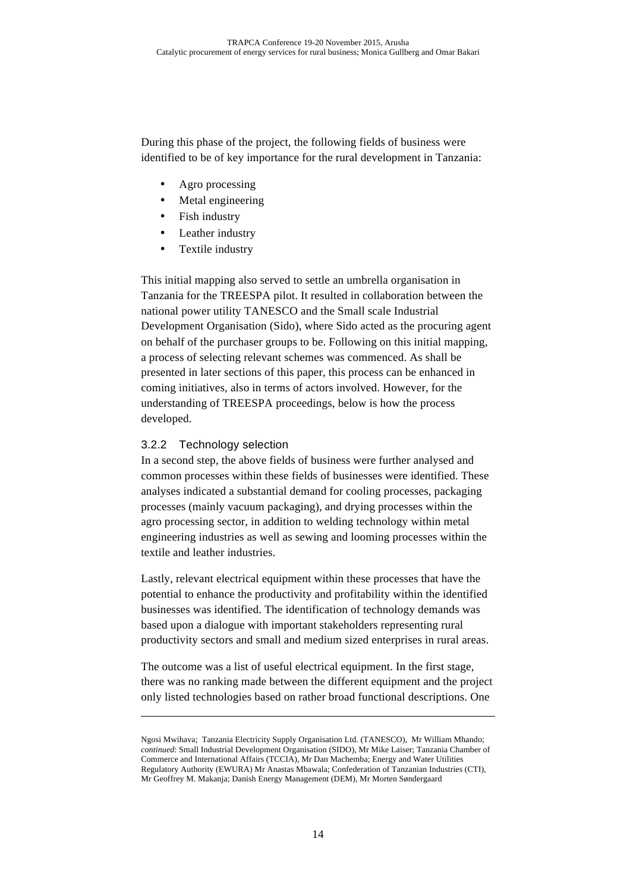During this phase of the project, the following fields of business were identified to be of key importance for the rural development in Tanzania:

- Agro processing
- Metal engineering
- Fish industry
- Leather industry
- Textile industry

This initial mapping also served to settle an umbrella organisation in Tanzania for the TREESPA pilot. It resulted in collaboration between the national power utility TANESCO and the Small scale Industrial Development Organisation (Sido), where Sido acted as the procuring agent on behalf of the purchaser groups to be. Following on this initial mapping, a process of selecting relevant schemes was commenced. As shall be presented in later sections of this paper, this process can be enhanced in coming initiatives, also in terms of actors involved. However, for the understanding of TREESPA proceedings, below is how the process developed.

### 3.2.2 Technology selection

In a second step, the above fields of business were further analysed and common processes within these fields of businesses were identified. These analyses indicated a substantial demand for cooling processes, packaging processes (mainly vacuum packaging), and drying processes within the agro processing sector, in addition to welding technology within metal engineering industries as well as sewing and looming processes within the textile and leather industries.

Lastly, relevant electrical equipment within these processes that have the potential to enhance the productivity and profitability within the identified businesses was identified. The identification of technology demands was based upon a dialogue with important stakeholders representing rural productivity sectors and small and medium sized enterprises in rural areas.

The outcome was a list of useful electrical equipment. In the first stage, there was no ranking made between the different equipment and the project only listed technologies based on rather broad functional descriptions. One

---

Ngosi Mwihava; Tanzania Electricity Supply Organisation Ltd. (TANESCO), Mr William Mhando; *continued*: Small Industrial Development Organisation (SIDO), Mr Mike Laiser; Tanzania Chamber of Commerce and International Affairs (TCCIA), Mr Dan Machemba; Energy and Water Utilities Regulatory Authority (EWURA) Mr Anastas Mbawala; Confederation of Tanzanian Industries (CTI), Mr Geoffrey M. Makanja; Danish Energy Management (DEM), Mr Morten Søndergaard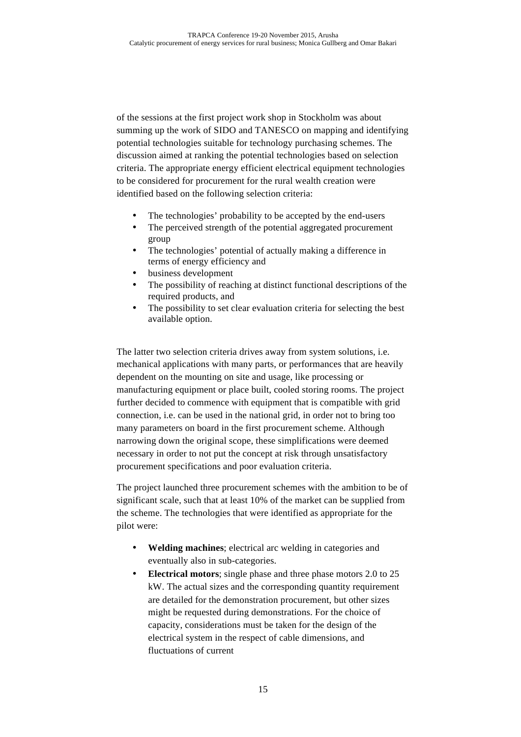of the sessions at the first project work shop in Stockholm was about summing up the work of SIDO and TANESCO on mapping and identifying potential technologies suitable for technology purchasing schemes. The discussion aimed at ranking the potential technologies based on selection criteria. The appropriate energy efficient electrical equipment technologies to be considered for procurement for the rural wealth creation were identified based on the following selection criteria:

- The technologies' probability to be accepted by the end-users
- The perceived strength of the potential aggregated procurement group
- The technologies' potential of actually making a difference in terms of energy efficiency and
- business development
- The possibility of reaching at distinct functional descriptions of the required products, and
- The possibility to set clear evaluation criteria for selecting the best available option.

The latter two selection criteria drives away from system solutions, i.e. mechanical applications with many parts, or performances that are heavily dependent on the mounting on site and usage, like processing or manufacturing equipment or place built, cooled storing rooms. The project further decided to commence with equipment that is compatible with grid connection, i.e. can be used in the national grid, in order not to bring too many parameters on board in the first procurement scheme. Although narrowing down the original scope, these simplifications were deemed necessary in order to not put the concept at risk through unsatisfactory procurement specifications and poor evaluation criteria.

The project launched three procurement schemes with the ambition to be of significant scale, such that at least 10% of the market can be supplied from the scheme. The technologies that were identified as appropriate for the pilot were:

- **Welding machines**; electrical arc welding in categories and eventually also in sub-categories.
- **Electrical motors**; single phase and three phase motors 2.0 to 25 kW. The actual sizes and the corresponding quantity requirement are detailed for the demonstration procurement, but other sizes might be requested during demonstrations. For the choice of capacity, considerations must be taken for the design of the electrical system in the respect of cable dimensions, and fluctuations of current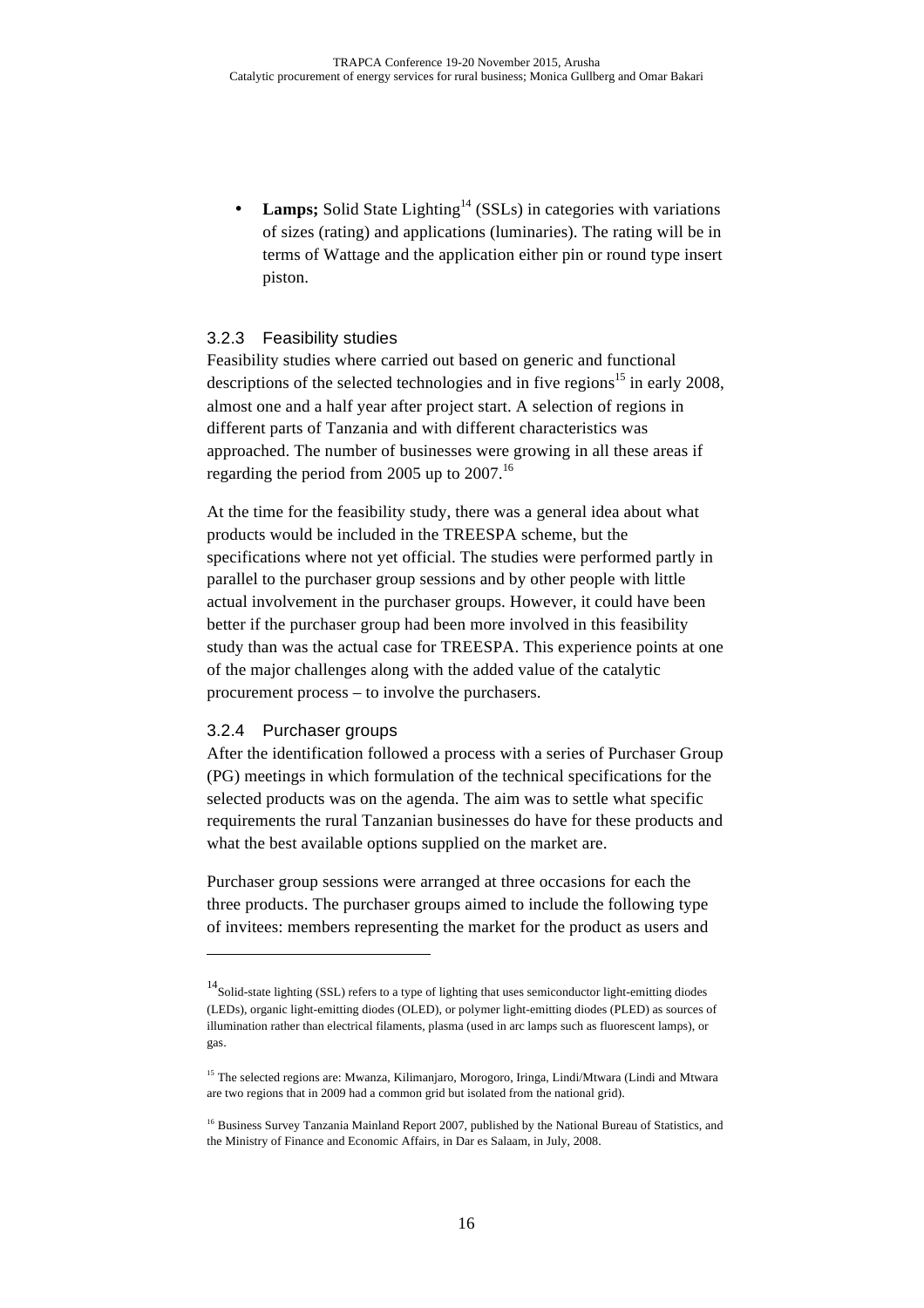- **Lamps;** Solid State Lighting[14] (SSLs) in categories with variations of sizes (rating) and applications (luminaries). The rating will be in terms of Wattage and the application either pin or round type insert piston.

### 3.2.3 Feasibility studies

Feasibility studies where carried out based on generic and functional descriptions of the selected technologies and in five regions[15] in early 2008, almost one and a half year after project start. A selection of regions in different parts of Tanzania and with different characteristics was approached. The number of businesses were growing in all these areas if regarding the period from 2005 up to 2007.[16]

At the time for the feasibility study, there was a general idea about what products would be included in the TREESPA scheme, but the specifications where not yet official. The studies were performed partly in parallel to the purchaser group sessions and by other people with little actual involvement in the purchaser groups. However, it could have been better if the purchaser group had been more involved in this feasibility study than was the actual case for TREESPA. This experience points at one of the major challenges along with the added value of the catalytic procurement process – to involve the purchasers.

### 3.2.4 Purchaser groups

After the identification followed a process with a series of Purchaser Group (PG) meetings in which formulation of the technical specifications for the selected products was on the agenda. The aim was to settle what specific requirements the rural Tanzanian businesses do have for these products and what the best available options supplied on the market are.

Purchaser group sessions were arranged at three occasions for each the three products. The purchaser groups aimed to include the following type of invitees: members representing the market for the product as users and

---

[14] Solid-state lighting (SSL) refers to a type of lighting that uses semiconductor light-emitting diodes (LEDs), organic light-emitting diodes (OLED), or polymer light-emitting diodes (PLED) as sources of illumination rather than electrical filaments, plasma (used in arc lamps such as fluorescent lamps), or gas.

[15] The selected regions are: Mwanza, Kilimanjaro, Morogoro, Iringa, Lindi/Mtwara (Lindi and Mtwara are two regions that in 2009 had a common grid but isolated from the national grid).

[16] Business Survey Tanzania Mainland Report 2007, published by the National Bureau of Statistics, and the Ministry of Finance and Economic Affairs, in Dar es Salaam, in July, 2008.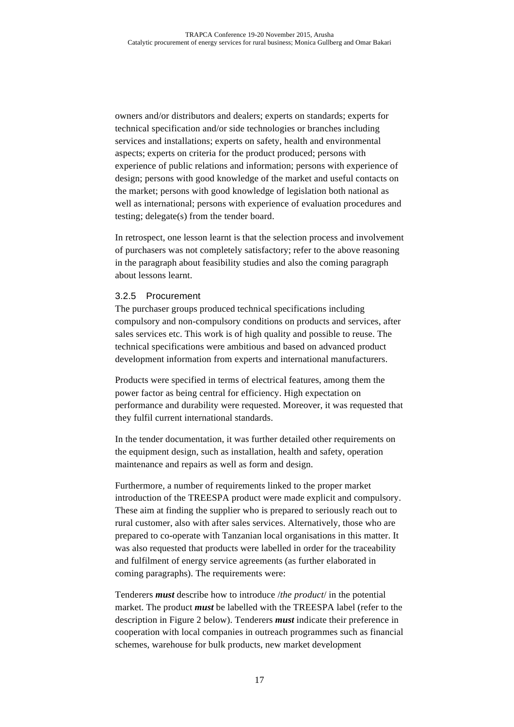owners and/or distributors and dealers; experts on standards; experts for technical specification and/or side technologies or branches including services and installations; experts on safety, health and environmental aspects; experts on criteria for the product produced; persons with experience of public relations and information; persons with experience of design; persons with good knowledge of the market and useful contacts on the market; persons with good knowledge of legislation both national as well as international; persons with experience of evaluation procedures and testing; delegate(s) from the tender board.

In retrospect, one lesson learnt is that the selection process and involvement of purchasers was not completely satisfactory; refer to the above reasoning in the paragraph about feasibility studies and also the coming paragraph about lessons learnt.

### 3.2.5 Procurement

The purchaser groups produced technical specifications including compulsory and non-compulsory conditions on products and services, after sales services etc. This work is of high quality and possible to reuse. The technical specifications were ambitious and based on advanced product development information from experts and international manufacturers.

Products were specified in terms of electrical features, among them the power factor as being central for efficiency. High expectation on performance and durability were requested. Moreover, it was requested that they fulfil current international standards.

In the tender documentation, it was further detailed other requirements on the equipment design, such as installation, health and safety, operation maintenance and repairs as well as form and design.

Furthermore, a number of requirements linked to the proper market introduction of the TREESPA product were made explicit and compulsory. These aim at finding the supplier who is prepared to seriously reach out to rural customer, also with after sales services. Alternatively, those who are prepared to co-operate with Tanzanian local organisations in this matter. It was also requested that products were labelled in order for the traceability and fulfilment of energy service agreements (as further elaborated in coming paragraphs). The requirements were:

Tenderers ***must*** describe how to introduce /*the product*/ in the potential market. The product ***must*** be labelled with the TREESPA label (refer to the description in Figure 2 below). Tenderers ***must*** indicate their preference in cooperation with local companies in outreach programmes such as financial schemes, warehouse for bulk products, new market development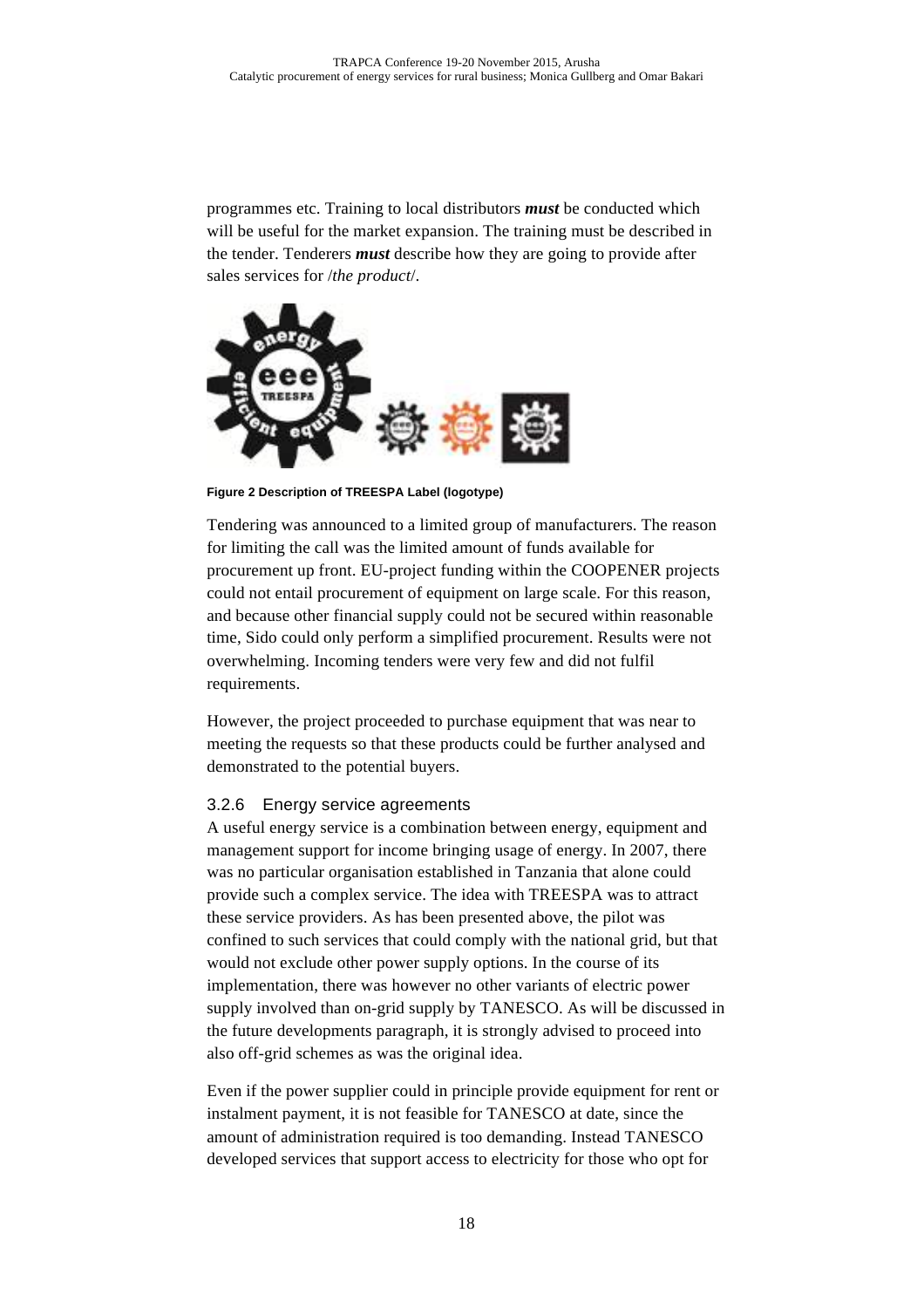programmes etc. Training to local distributors ***must*** be conducted which will be useful for the market expansion. The training must be described in the tender. Tenderers ***must*** describe how they are going to provide after sales services for /*the product*/.

**Figure 2 Description of TREESPA Label (logotype)**

Tendering was announced to a limited group of manufacturers. The reason for limiting the call was the limited amount of funds available for procurement up front. EU-project funding within the COOPENER projects could not entail procurement of equipment on large scale. For this reason, and because other financial supply could not be secured within reasonable time, Sido could only perform a simplified procurement. Results were not overwhelming. Incoming tenders were very few and did not fulfil requirements.

However, the project proceeded to purchase equipment that was near to meeting the requests so that these products could be further analysed and demonstrated to the potential buyers.

### 3.2.6 Energy service agreements

A useful energy service is a combination between energy, equipment and management support for income bringing usage of energy. In 2007, there was no particular organisation established in Tanzania that alone could provide such a complex service. The idea with TREESPA was to attract these service providers. As has been presented above, the pilot was confined to such services that could comply with the national grid, but that would not exclude other power supply options. In the course of its implementation, there was however no other variants of electric power supply involved than on-grid supply by TANESCO. As will be discussed in the future developments paragraph, it is strongly advised to proceed into also off-grid schemes as was the original idea.

Even if the power supplier could in principle provide equipment for rent or instalment payment, it is not feasible for TANESCO at date, since the amount of administration required is too demanding. Instead TANESCO developed services that support access to electricity for those who opt for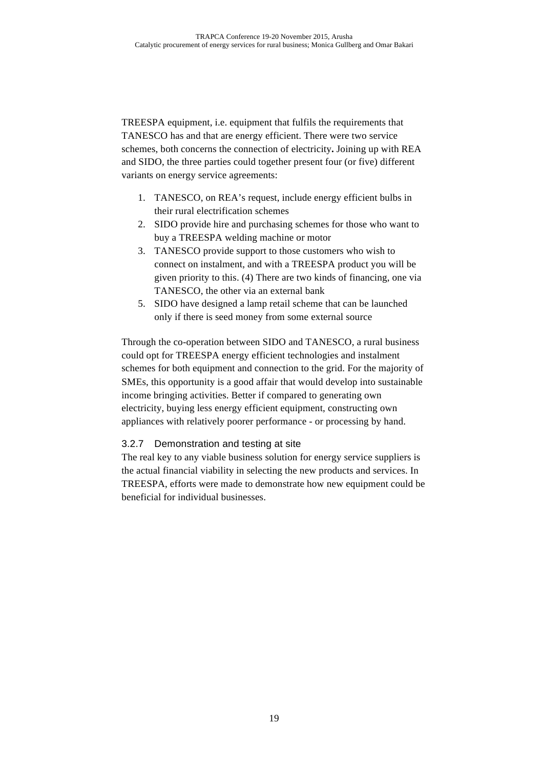TREESPA equipment, i.e. equipment that fulfils the requirements that TANESCO has and that are energy efficient. There were two service schemes, both concerns the connection of electricity**.** Joining up with REA and SIDO, the three parties could together present four (or five) different variants on energy service agreements:

1. TANESCO, on REA's request, include energy efficient bulbs in their rural electrification schemes
2. SIDO provide hire and purchasing schemes for those who want to buy a TREESPA welding machine or motor
3. TANESCO provide support to those customers who wish to connect on instalment, and with a TREESPA product you will be given priority to this. (4) There are two kinds of financing, one via TANESCO, the other via an external bank
5. SIDO have designed a lamp retail scheme that can be launched only if there is seed money from some external source

Through the co-operation between SIDO and TANESCO, a rural business could opt for TREESPA energy efficient technologies and instalment schemes for both equipment and connection to the grid. For the majority of SMEs, this opportunity is a good affair that would develop into sustainable income bringing activities. Better if compared to generating own electricity, buying less energy efficient equipment, constructing own appliances with relatively poorer performance - or processing by hand.

### 3.2.7 Demonstration and testing at site

The real key to any viable business solution for energy service suppliers is the actual financial viability in selecting the new products and services. In TREESPA, efforts were made to demonstrate how new equipment could be beneficial for individual businesses.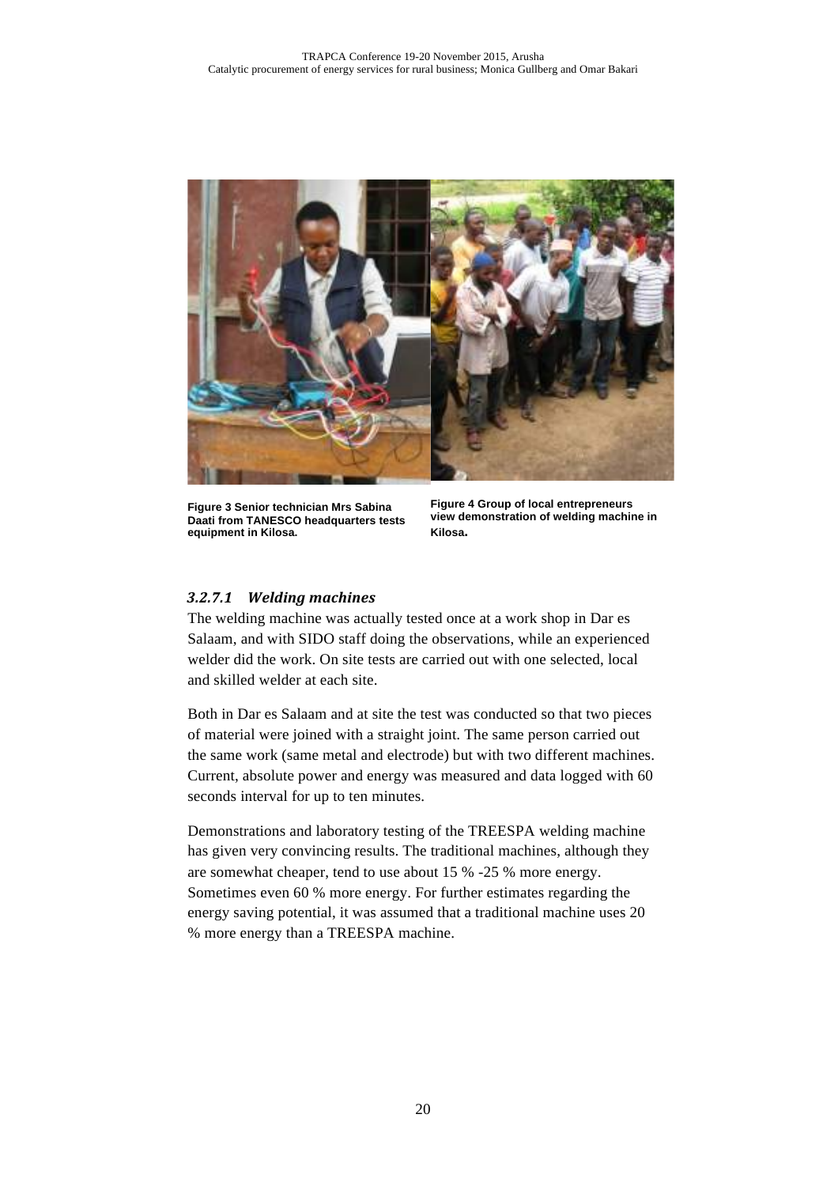**Figure 3 Senior technician Mrs Sabina Daati from TANESCO headquarters tests equipment in Kilosa.**

**Figure 4 Group of local entrepreneurs view demonstration of welding machine in Kilosa.**

#### *3.2.7.1 Welding machines*

The welding machine was actually tested once at a work shop in Dar es Salaam, and with SIDO staff doing the observations, while an experienced welder did the work. On site tests are carried out with one selected, local and skilled welder at each site.

Both in Dar es Salaam and at site the test was conducted so that two pieces of material were joined with a straight joint. The same person carried out the same work (same metal and electrode) but with two different machines. Current, absolute power and energy was measured and data logged with 60 seconds interval for up to ten minutes.

Demonstrations and laboratory testing of the TREESPA welding machine has given very convincing results. The traditional machines, although they are somewhat cheaper, tend to use about 15 % -25 % more energy. Sometimes even 60 % more energy. For further estimates regarding the energy saving potential, it was assumed that a traditional machine uses 20 % more energy than a TREESPA machine.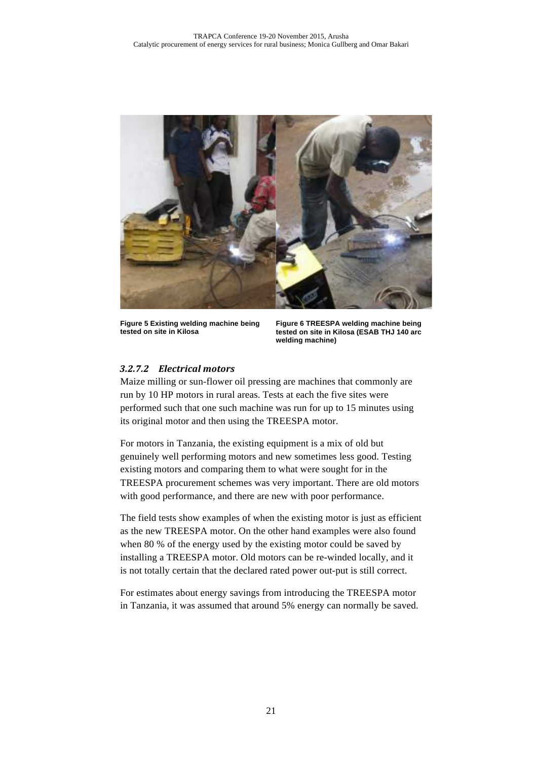Figure 5 Existing welding machine being tested on site in Kilosa

Figure 6 TREESPA welding machine being tested on site in Kilosa (ESAB THJ 140 arc welding machine)

#### *3.2.7.2 Electrical motors*

Maize milling or sun-flower oil pressing are machines that commonly are run by 10 HP motors in rural areas. Tests at each the five sites were performed such that one such machine was run for up to 15 minutes using its original motor and then using the TREESPA motor.

For motors in Tanzania, the existing equipment is a mix of old but genuinely well performing motors and new sometimes less good. Testing existing motors and comparing them to what were sought for in the TREESPA procurement schemes was very important. There are old motors with good performance, and there are new with poor performance.

The field tests show examples of when the existing motor is just as efficient as the new TREESPA motor. On the other hand examples were also found when 80 % of the energy used by the existing motor could be saved by installing a TREESPA motor. Old motors can be re-winded locally, and it is not totally certain that the declared rated power out-put is still correct.

For estimates about energy savings from introducing the TREESPA motor in Tanzania, it was assumed that around 5% energy can normally be saved.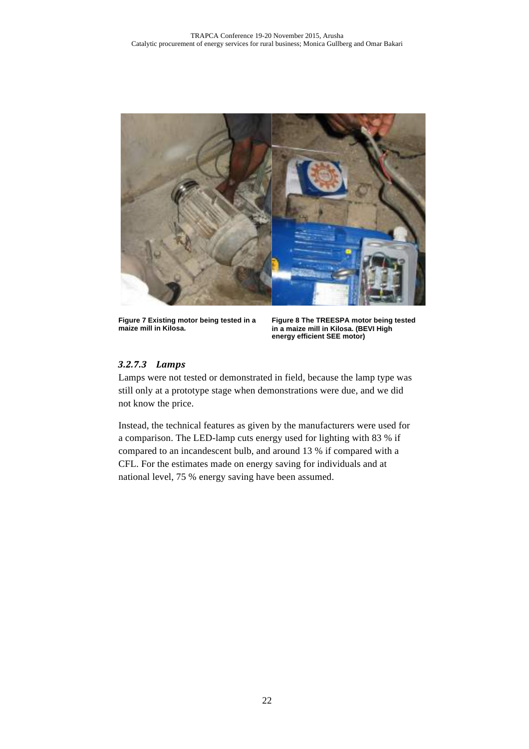Figure 7 Existing motor being tested in a maize mill in Kilosa.

Figure 8 The TREESPA motor being tested in a maize mill in Kilosa. (BEVI High energy efficient SEE motor)

#### *3.2.7.3 Lamps*

Lamps were not tested or demonstrated in field, because the lamp type was still only at a prototype stage when demonstrations were due, and we did not know the price.

Instead, the technical features as given by the manufacturers were used for a comparison. The LED-lamp cuts energy used for lighting with 83 % if compared to an incandescent bulb, and around 13 % if compared with a CFL. For the estimates made on energy saving for individuals and at national level, 75 % energy saving have been assumed.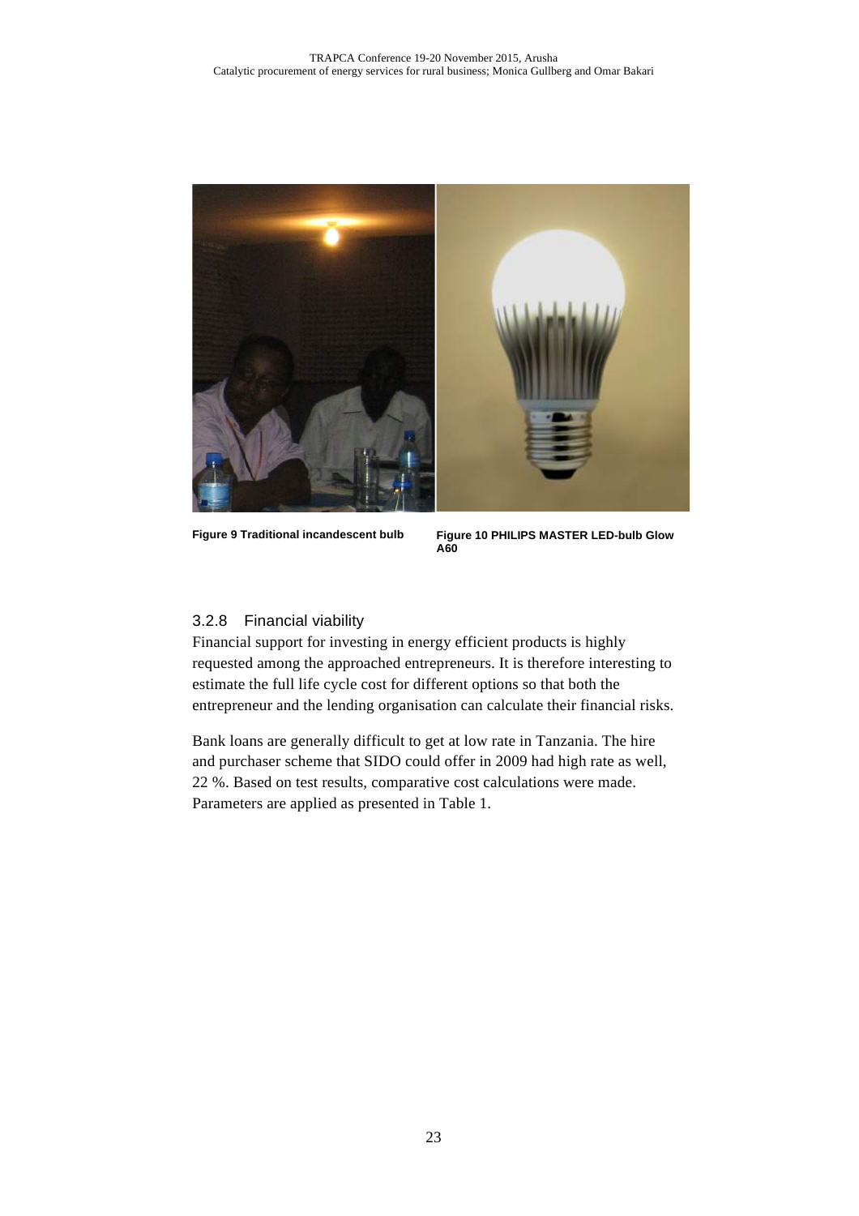Figure 9 Traditional incandescent bulb

Figure 10 PHILIPS MASTER LED-bulb Glow A60

### 3.2.8 Financial viability

Financial support for investing in energy efficient products is highly requested among the approached entrepreneurs. It is therefore interesting to estimate the full life cycle cost for different options so that both the entrepreneur and the lending organisation can calculate their financial risks.

Bank loans are generally difficult to get at low rate in Tanzania. The hire and purchaser scheme that SIDO could offer in 2009 had high rate as well, 22 %. Based on test results, comparative cost calculations were made. Parameters are applied as presented in Table 1.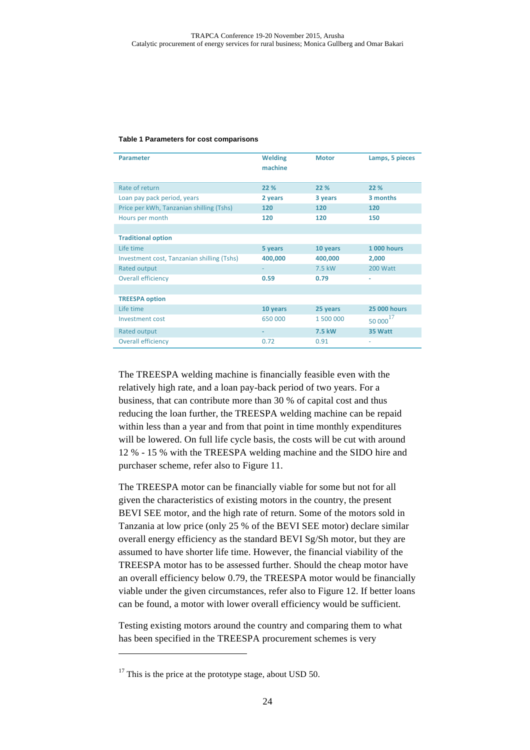**Table 1 Parameters for cost comparisons**

| Parameter | Welding machine | Motor | Lamps, 5 pieces |
|---|---|---|---|
| Rate of return | **22 %** | **22 %** | **22 %** |
| Loan pay pack period, years | **2 years** | **3 years** | **3 months** |
| Price per kWh, Tanzanian shilling (Tshs) | **120** | **120** | **120** |
| Hours per month | **120** | **120** | **150** |
| | | | |
| **Traditional option** | | | |
| Life time | **5 years** | **10 years** | **1 000 hours** |
| Investment cost, Tanzanian shilling (Tshs) | **400,000** | **400,000** | **2,000** |
| Rated output | - | 7.5 kW | 200 Watt |
| Overall efficiency | **0.59** | **0.79** | - |
| | | | |
| **TREESPA option** | | | |
| Life time | **10 years** | **25 years** | **25 000 hours** |
| Investment cost | 650 000 | 1 500 000 | 50 000[17] |
| Rated output | - | **7.5 kW** | **35 Watt** |
| Overall efficiency | 0.72 | 0.91 | - |

The TREESPA welding machine is financially feasible even with the relatively high rate, and a loan pay-back period of two years. For a business, that can contribute more than 30 % of capital cost and thus reducing the loan further, the TREESPA welding machine can be repaid within less than a year and from that point in time monthly expenditures will be lowered. On full life cycle basis, the costs will be cut with around 12 % - 15 % with the TREESPA welding machine and the SIDO hire and purchaser scheme, refer also to Figure 11.

The TREESPA motor can be financially viable for some but not for all given the characteristics of existing motors in the country, the present BEVI SEE motor, and the high rate of return. Some of the motors sold in Tanzania at low price (only 25 % of the BEVI SEE motor) declare similar overall energy efficiency as the standard BEVI Sg/Sh motor, but they are assumed to have shorter life time. However, the financial viability of the TREESPA motor has to be assessed further. Should the cheap motor have an overall efficiency below 0.79, the TREESPA motor would be financially viable under the given circumstances, refer also to Figure 12. If better loans can be found, a motor with lower overall efficiency would be sufficient.

Testing existing motors around the country and comparing them to what has been specified in the TREESPA procurement schemes is very

[17] This is the price at the prototype stage, about USD 50.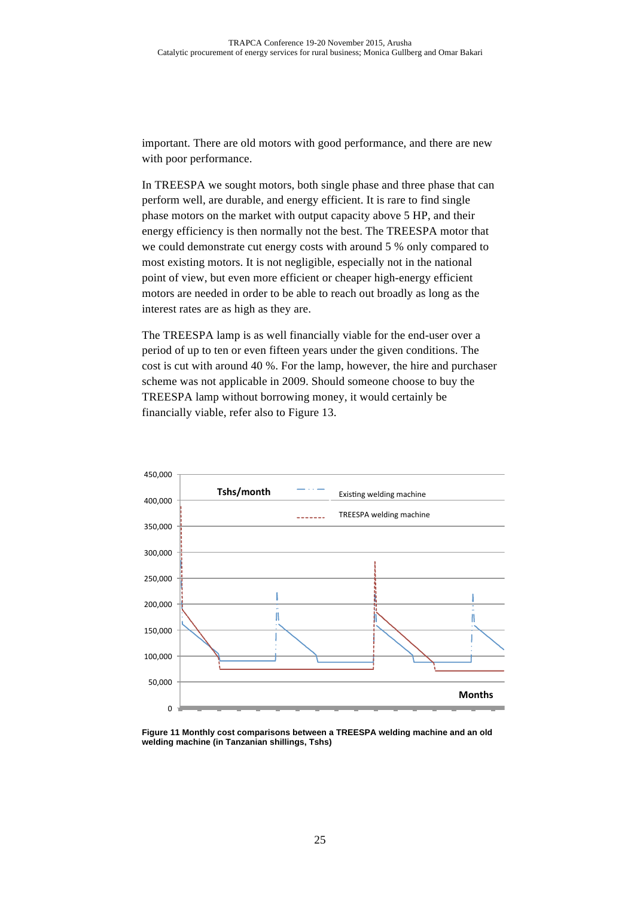important. There are old motors with good performance, and there are new with poor performance.

In TREESPA we sought motors, both single phase and three phase that can perform well, are durable, and energy efficient. It is rare to find single phase motors on the market with output capacity above 5 HP, and their energy efficiency is then normally not the best. The TREESPA motor that we could demonstrate cut energy costs with around 5 % only compared to most existing motors. It is not negligible, especially not in the national point of view, but even more efficient or cheaper high-energy efficient motors are needed in order to be able to reach out broadly as long as the interest rates are as high as they are.

The TREESPA lamp is as well financially viable for the end-user over a period of up to ten or even fifteen years under the given conditions. The cost is cut with around 40 %. For the lamp, however, the hire and purchaser scheme was not applicable in 2009. Should someone choose to buy the TREESPA lamp without borrowing money, it would certainly be financially viable, refer also to Figure 13.

**Figure 11 Monthly cost comparisons between a TREESPA welding machine and an old welding machine (in Tanzanian shillings, Tshs)**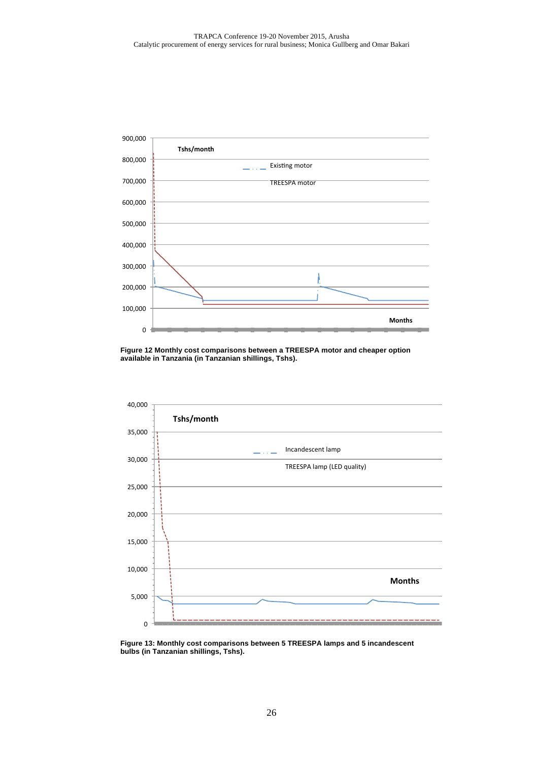**Figure 12 Monthly cost comparisons between a TREESPA motor and cheaper option available in Tanzania (in Tanzanian shillings, Tshs).**

**Figure 13: Monthly cost comparisons between 5 TREESPA lamps and 5 incandescent bulbs (in Tanzanian shillings, Tshs).**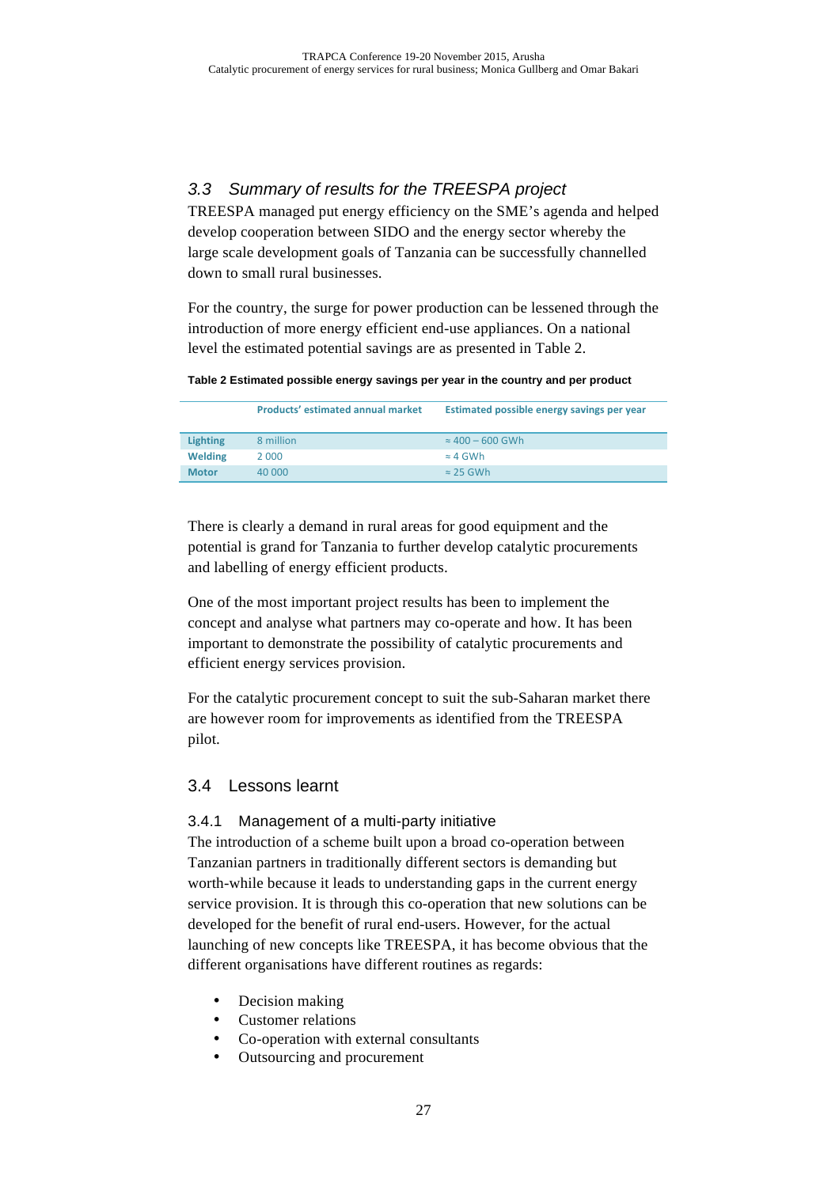### 3.3 Summary of results for the TREESPA project

TREESPA managed put energy efficiency on the SME's agenda and helped develop cooperation between SIDO and the energy sector whereby the large scale development goals of Tanzania can be successfully channelled down to small rural businesses.

For the country, the surge for power production can be lessened through the introduction of more energy efficient end-use appliances. On a national level the estimated potential savings are as presented in Table 2.

**Table 2 Estimated possible energy savings per year in the country and per product**

| | Products' estimated annual market | Estimated possible energy savings per year |
|---|---|---|
| **Lighting** | 8 million | ≈ 400 – 600 GWh |
| **Welding** | 2 000 | ≈ 4 GWh |
| **Motor** | 40 000 | ≈ 25 GWh |

There is clearly a demand in rural areas for good equipment and the potential is grand for Tanzania to further develop catalytic procurements and labelling of energy efficient products.

One of the most important project results has been to implement the concept and analyse what partners may co-operate and how. It has been important to demonstrate the possibility of catalytic procurements and efficient energy services provision.

For the catalytic procurement concept to suit the sub-Saharan market there are however room for improvements as identified from the TREESPA pilot.

### 3.4 Lessons learnt

#### 3.4.1 Management of a multi-party initiative

The introduction of a scheme built upon a broad co-operation between Tanzanian partners in traditionally different sectors is demanding but worth-while because it leads to understanding gaps in the current energy service provision. It is through this co-operation that new solutions can be developed for the benefit of rural end-users. However, for the actual launching of new concepts like TREESPA, it has become obvious that the different organisations have different routines as regards:

- Decision making
- Customer relations
- Co-operation with external consultants
- Outsourcing and procurement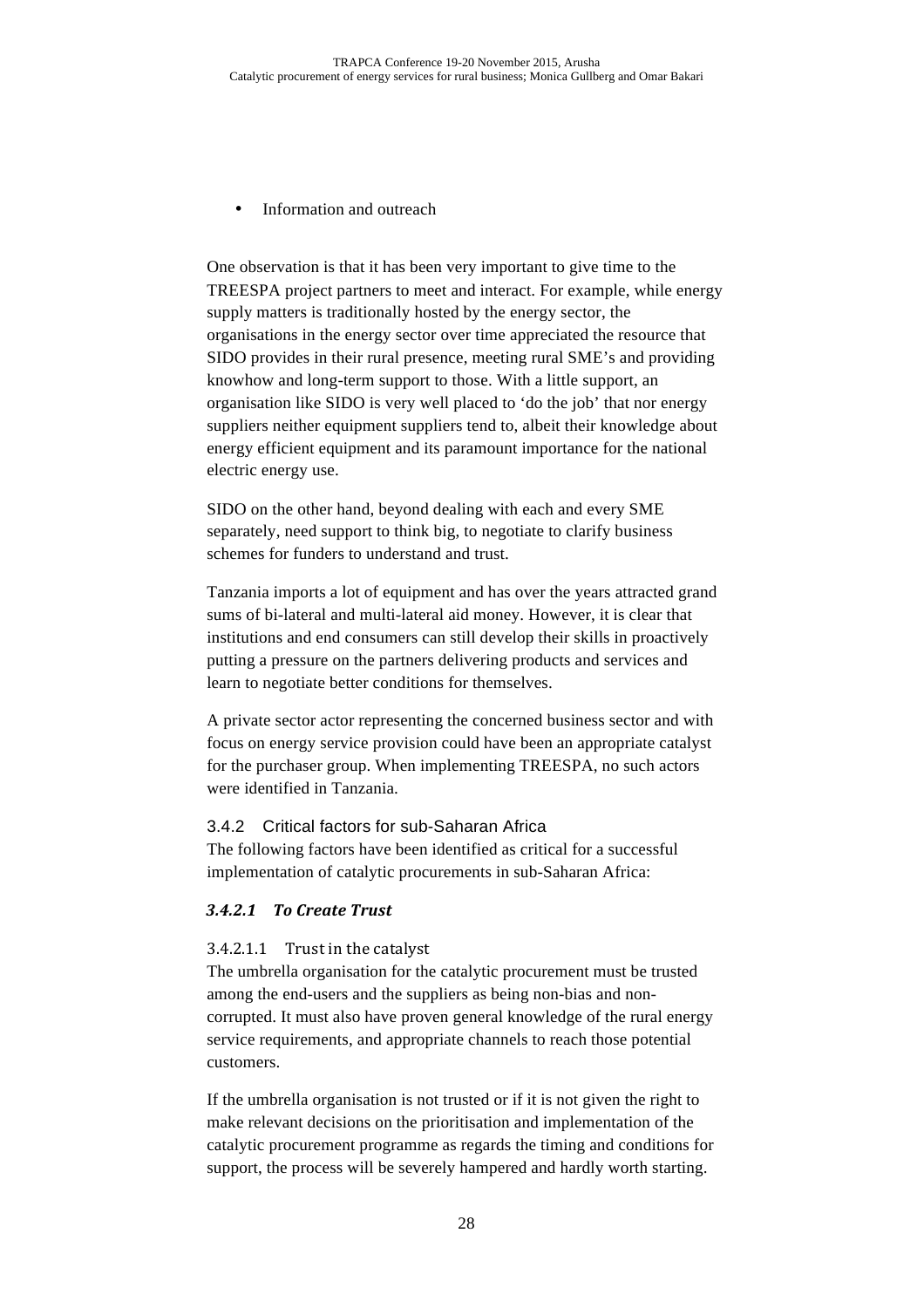- Information and outreach

One observation is that it has been very important to give time to the TREESPA project partners to meet and interact. For example, while energy supply matters is traditionally hosted by the energy sector, the organisations in the energy sector over time appreciated the resource that SIDO provides in their rural presence, meeting rural SME's and providing knowhow and long-term support to those. With a little support, an organisation like SIDO is very well placed to 'do the job' that nor energy suppliers neither equipment suppliers tend to, albeit their knowledge about energy efficient equipment and its paramount importance for the national electric energy use.

SIDO on the other hand, beyond dealing with each and every SME separately, need support to think big, to negotiate to clarify business schemes for funders to understand and trust.

Tanzania imports a lot of equipment and has over the years attracted grand sums of bi-lateral and multi-lateral aid money. However, it is clear that institutions and end consumers can still develop their skills in proactively putting a pressure on the partners delivering products and services and learn to negotiate better conditions for themselves.

A private sector actor representing the concerned business sector and with focus on energy service provision could have been an appropriate catalyst for the purchaser group. When implementing TREESPA, no such actors were identified in Tanzania.

### 3.4.2 Critical factors for sub-Saharan Africa

The following factors have been identified as critical for a successful implementation of catalytic procurements in sub-Saharan Africa:

#### *3.4.2.1 To Create Trust*

##### 3.4.2.1.1 Trust in the catalyst

The umbrella organisation for the catalytic procurement must be trusted among the end-users and the suppliers as being non-bias and non-corrupted. It must also have proven general knowledge of the rural energy service requirements, and appropriate channels to reach those potential customers.

If the umbrella organisation is not trusted or if it is not given the right to make relevant decisions on the prioritisation and implementation of the catalytic procurement programme as regards the timing and conditions for support, the process will be severely hampered and hardly worth starting.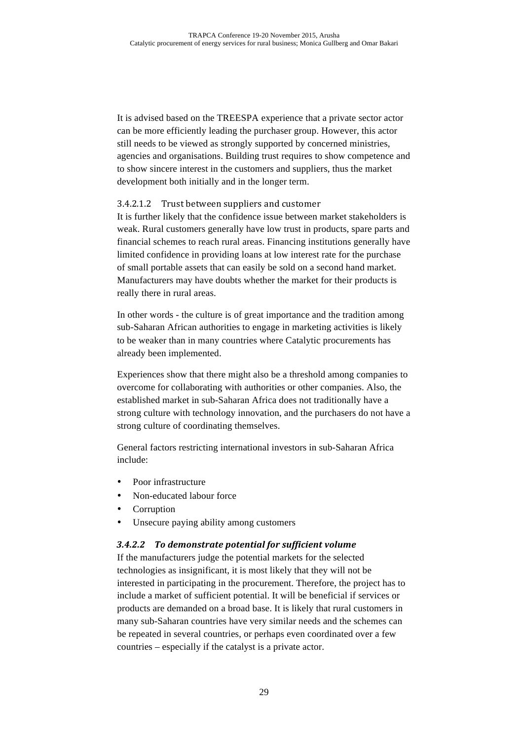It is advised based on the TREESPA experience that a private sector actor can be more efficiently leading the purchaser group. However, this actor still needs to be viewed as strongly supported by concerned ministries, agencies and organisations. Building trust requires to show competence and to show sincere interest in the customers and suppliers, thus the market development both initially and in the longer term.

###### 3.4.2.1.2 Trust between suppliers and customer

It is further likely that the confidence issue between market stakeholders is weak. Rural customers generally have low trust in products, spare parts and financial schemes to reach rural areas. Financing institutions generally have limited confidence in providing loans at low interest rate for the purchase of small portable assets that can easily be sold on a second hand market. Manufacturers may have doubts whether the market for their products is really there in rural areas.

In other words - the culture is of great importance and the tradition among sub-Saharan African authorities to engage in marketing activities is likely to be weaker than in many countries where Catalytic procurements has already been implemented.

Experiences show that there might also be a threshold among companies to overcome for collaborating with authorities or other companies. Also, the established market in sub-Saharan Africa does not traditionally have a strong culture with technology innovation, and the purchasers do not have a strong culture of coordinating themselves.

General factors restricting international investors in sub-Saharan Africa include:

- Poor infrastructure
- Non-educated labour force
- Corruption
- Unsecure paying ability among customers

##### *3.4.2.2 To demonstrate potential for sufficient volume*

If the manufacturers judge the potential markets for the selected technologies as insignificant, it is most likely that they will not be interested in participating in the procurement. Therefore, the project has to include a market of sufficient potential. It will be beneficial if services or products are demanded on a broad base. It is likely that rural customers in many sub-Saharan countries have very similar needs and the schemes can be repeated in several countries, or perhaps even coordinated over a few countries – especially if the catalyst is a private actor.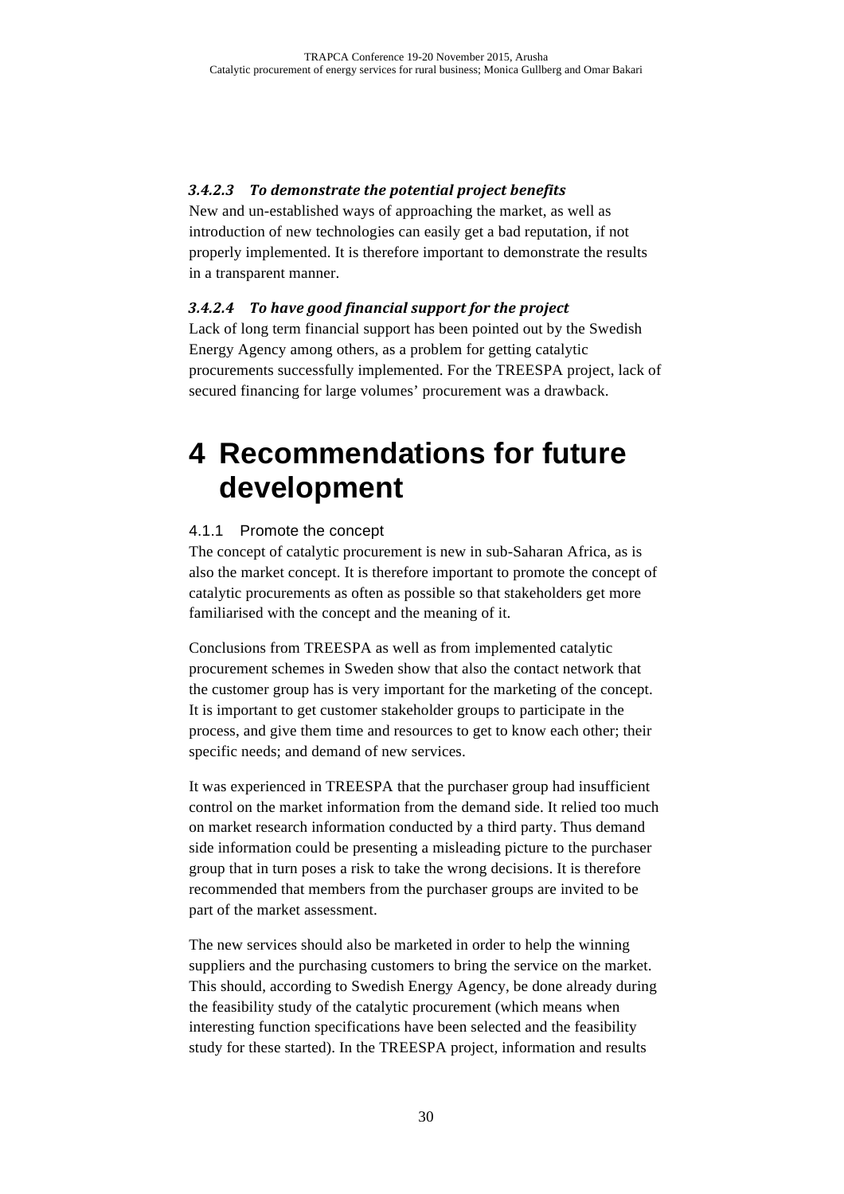#### *3.4.2.3 To demonstrate the potential project benefits*

New and un-established ways of approaching the market, as well as introduction of new technologies can easily get a bad reputation, if not properly implemented. It is therefore important to demonstrate the results in a transparent manner.

#### *3.4.2.4 To have good financial support for the project*

Lack of long term financial support has been pointed out by the Swedish Energy Agency among others, as a problem for getting catalytic procurements successfully implemented. For the TREESPA project, lack of secured financing for large volumes' procurement was a drawback.

# 4 Recommendations for future development

### 4.1.1 Promote the concept

The concept of catalytic procurement is new in sub-Saharan Africa, as is also the market concept. It is therefore important to promote the concept of catalytic procurements as often as possible so that stakeholders get more familiarised with the concept and the meaning of it.

Conclusions from TREESPA as well as from implemented catalytic procurement schemes in Sweden show that also the contact network that the customer group has is very important for the marketing of the concept. It is important to get customer stakeholder groups to participate in the process, and give them time and resources to get to know each other; their specific needs; and demand of new services.

It was experienced in TREESPA that the purchaser group had insufficient control on the market information from the demand side. It relied too much on market research information conducted by a third party. Thus demand side information could be presenting a misleading picture to the purchaser group that in turn poses a risk to take the wrong decisions. It is therefore recommended that members from the purchaser groups are invited to be part of the market assessment.

The new services should also be marketed in order to help the winning suppliers and the purchasing customers to bring the service on the market. This should, according to Swedish Energy Agency, be done already during the feasibility study of the catalytic procurement (which means when interesting function specifications have been selected and the feasibility study for these started). In the TREESPA project, information and results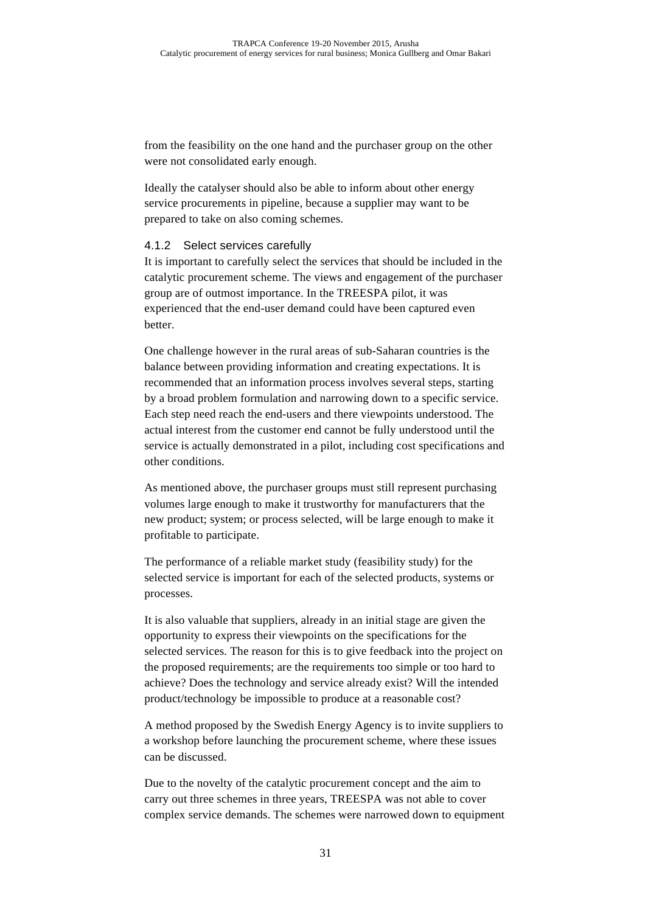from the feasibility on the one hand and the purchaser group on the other were not consolidated early enough.

Ideally the catalyser should also be able to inform about other energy service procurements in pipeline, because a supplier may want to be prepared to take on also coming schemes.

#### 4.1.2 Select services carefully

It is important to carefully select the services that should be included in the catalytic procurement scheme. The views and engagement of the purchaser group are of outmost importance. In the TREESPA pilot, it was experienced that the end-user demand could have been captured even better.

One challenge however in the rural areas of sub-Saharan countries is the balance between providing information and creating expectations. It is recommended that an information process involves several steps, starting by a broad problem formulation and narrowing down to a specific service. Each step need reach the end-users and there viewpoints understood. The actual interest from the customer end cannot be fully understood until the service is actually demonstrated in a pilot, including cost specifications and other conditions.

As mentioned above, the purchaser groups must still represent purchasing volumes large enough to make it trustworthy for manufacturers that the new product; system; or process selected, will be large enough to make it profitable to participate.

The performance of a reliable market study (feasibility study) for the selected service is important for each of the selected products, systems or processes.

It is also valuable that suppliers, already in an initial stage are given the opportunity to express their viewpoints on the specifications for the selected services. The reason for this is to give feedback into the project on the proposed requirements; are the requirements too simple or too hard to achieve? Does the technology and service already exist? Will the intended product/technology be impossible to produce at a reasonable cost?

A method proposed by the Swedish Energy Agency is to invite suppliers to a workshop before launching the procurement scheme, where these issues can be discussed.

Due to the novelty of the catalytic procurement concept and the aim to carry out three schemes in three years, TREESPA was not able to cover complex service demands. The schemes were narrowed down to equipment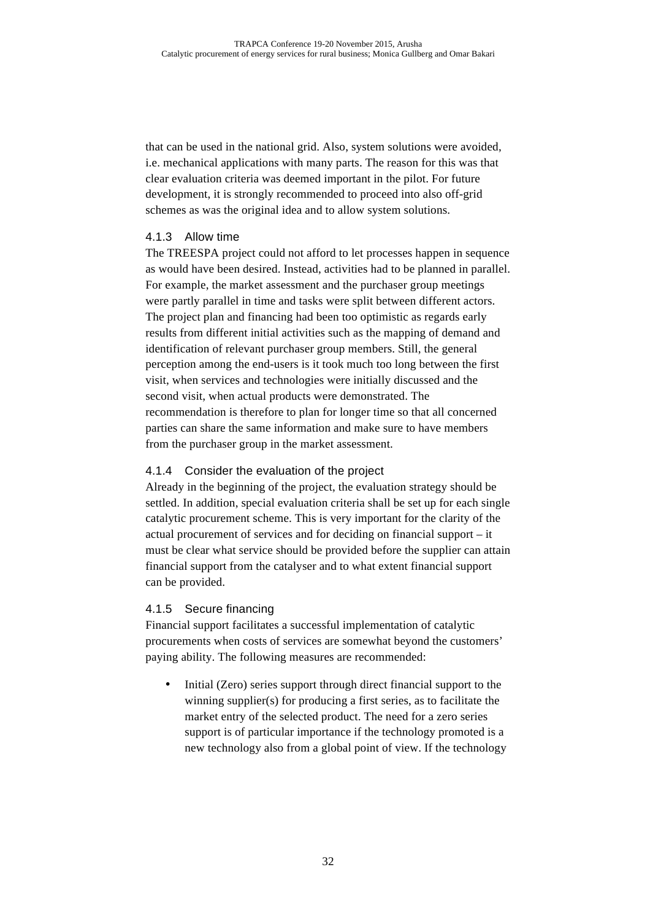that can be used in the national grid. Also, system solutions were avoided, i.e. mechanical applications with many parts. The reason for this was that clear evaluation criteria was deemed important in the pilot. For future development, it is strongly recommended to proceed into also off-grid schemes as was the original idea and to allow system solutions.

### 4.1.3 Allow time

The TREESPA project could not afford to let processes happen in sequence as would have been desired. Instead, activities had to be planned in parallel. For example, the market assessment and the purchaser group meetings were partly parallel in time and tasks were split between different actors. The project plan and financing had been too optimistic as regards early results from different initial activities such as the mapping of demand and identification of relevant purchaser group members. Still, the general perception among the end-users is it took much too long between the first visit, when services and technologies were initially discussed and the second visit, when actual products were demonstrated. The recommendation is therefore to plan for longer time so that all concerned parties can share the same information and make sure to have members from the purchaser group in the market assessment.

### 4.1.4 Consider the evaluation of the project

Already in the beginning of the project, the evaluation strategy should be settled. In addition, special evaluation criteria shall be set up for each single catalytic procurement scheme. This is very important for the clarity of the actual procurement of services and for deciding on financial support – it must be clear what service should be provided before the supplier can attain financial support from the catalyser and to what extent financial support can be provided.

### 4.1.5 Secure financing

Financial support facilitates a successful implementation of catalytic procurements when costs of services are somewhat beyond the customers' paying ability. The following measures are recommended:

- Initial (Zero) series support through direct financial support to the winning supplier(s) for producing a first series, as to facilitate the market entry of the selected product. The need for a zero series support is of particular importance if the technology promoted is a new technology also from a global point of view. If the technology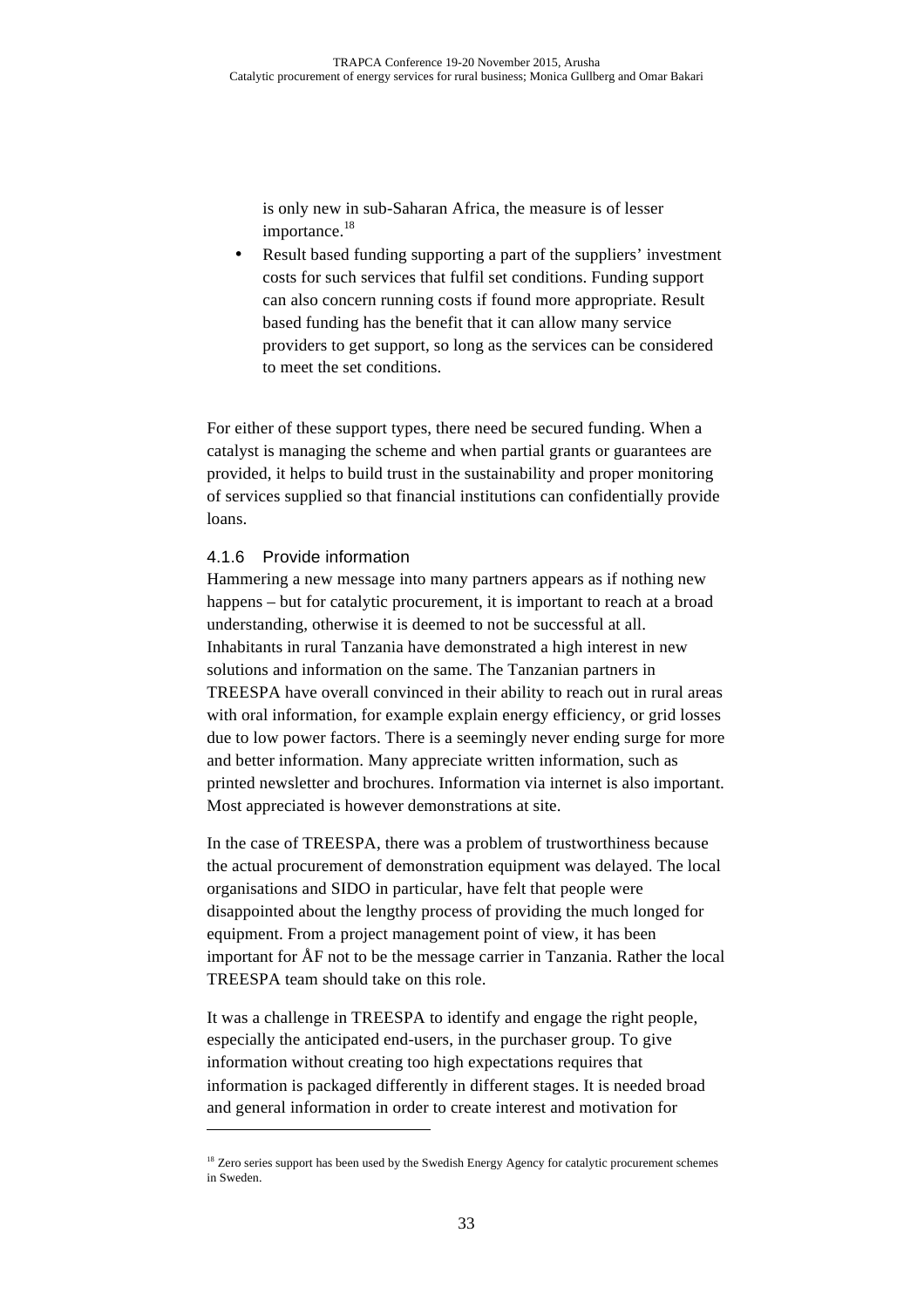is only new in sub-Saharan Africa, the measure is of lesser importance.[18]

- Result based funding supporting a part of the suppliers' investment costs for such services that fulfil set conditions. Funding support can also concern running costs if found more appropriate. Result based funding has the benefit that it can allow many service providers to get support, so long as the services can be considered to meet the set conditions.

For either of these support types, there need be secured funding. When a catalyst is managing the scheme and when partial grants or guarantees are provided, it helps to build trust in the sustainability and proper monitoring of services supplied so that financial institutions can confidentially provide loans.

#### 4.1.6 Provide information

Hammering a new message into many partners appears as if nothing new happens – but for catalytic procurement, it is important to reach at a broad understanding, otherwise it is deemed to not be successful at all. Inhabitants in rural Tanzania have demonstrated a high interest in new solutions and information on the same. The Tanzanian partners in TREESPA have overall convinced in their ability to reach out in rural areas with oral information, for example explain energy efficiency, or grid losses due to low power factors. There is a seemingly never ending surge for more and better information. Many appreciate written information, such as printed newsletter and brochures. Information via internet is also important. Most appreciated is however demonstrations at site.

In the case of TREESPA, there was a problem of trustworthiness because the actual procurement of demonstration equipment was delayed. The local organisations and SIDO in particular, have felt that people were disappointed about the lengthy process of providing the much longed for equipment. From a project management point of view, it has been important for ÅF not to be the message carrier in Tanzania. Rather the local TREESPA team should take on this role.

It was a challenge in TREESPA to identify and engage the right people, especially the anticipated end-users, in the purchaser group. To give information without creating too high expectations requires that information is packaged differently in different stages. It is needed broad and general information in order to create interest and motivation for

[18] Zero series support has been used by the Swedish Energy Agency for catalytic procurement schemes in Sweden.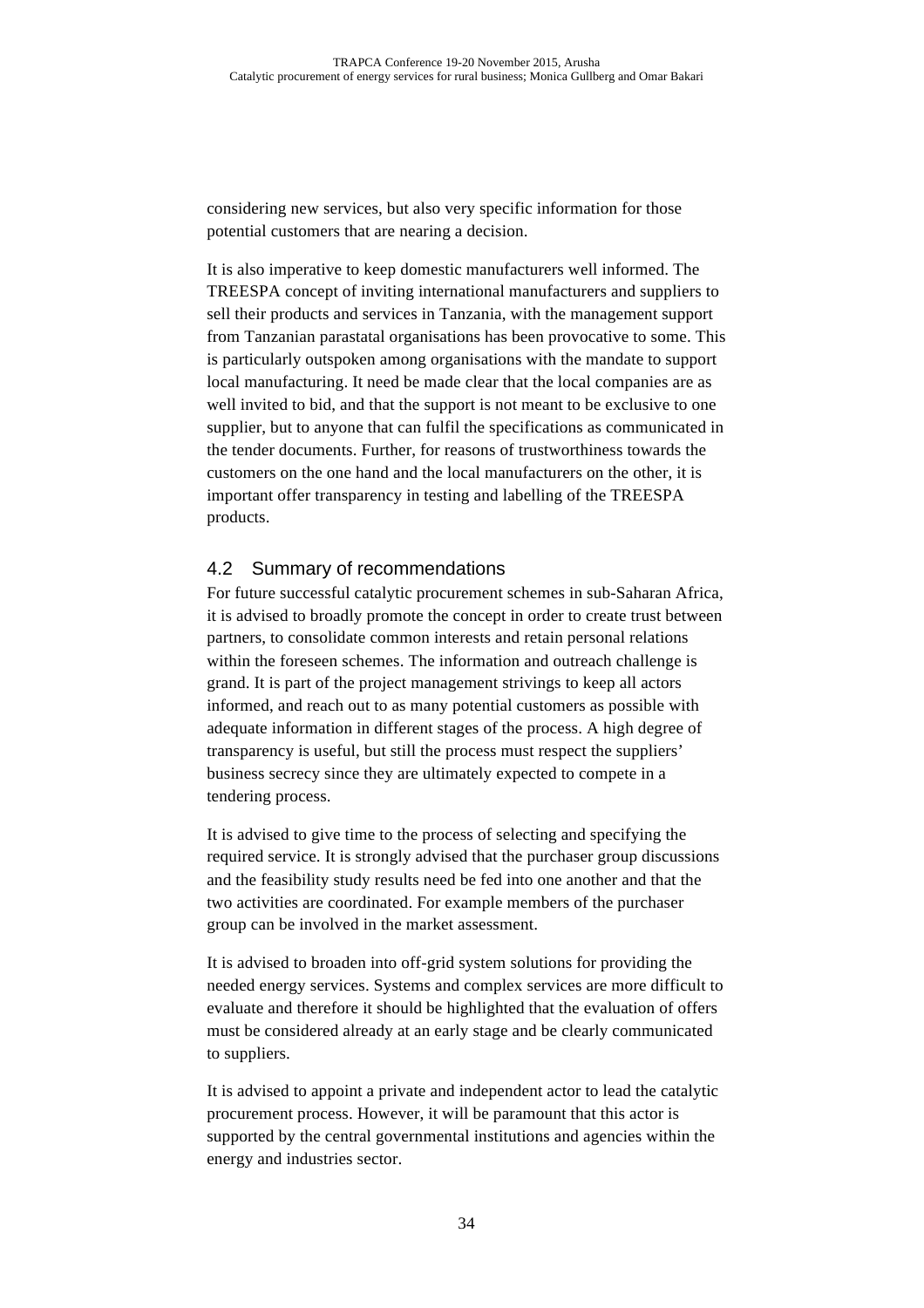considering new services, but also very specific information for those potential customers that are nearing a decision.

It is also imperative to keep domestic manufacturers well informed. The TREESPA concept of inviting international manufacturers and suppliers to sell their products and services in Tanzania, with the management support from Tanzanian parastatal organisations has been provocative to some. This is particularly outspoken among organisations with the mandate to support local manufacturing. It need be made clear that the local companies are as well invited to bid, and that the support is not meant to be exclusive to one supplier, but to anyone that can fulfil the specifications as communicated in the tender documents. Further, for reasons of trustworthiness towards the customers on the one hand and the local manufacturers on the other, it is important offer transparency in testing and labelling of the TREESPA products.

## 4.2 Summary of recommendations

For future successful catalytic procurement schemes in sub-Saharan Africa, it is advised to broadly promote the concept in order to create trust between partners, to consolidate common interests and retain personal relations within the foreseen schemes. The information and outreach challenge is grand. It is part of the project management strivings to keep all actors informed, and reach out to as many potential customers as possible with adequate information in different stages of the process. A high degree of transparency is useful, but still the process must respect the suppliers' business secrecy since they are ultimately expected to compete in a tendering process.

It is advised to give time to the process of selecting and specifying the required service. It is strongly advised that the purchaser group discussions and the feasibility study results need be fed into one another and that the two activities are coordinated. For example members of the purchaser group can be involved in the market assessment.

It is advised to broaden into off-grid system solutions for providing the needed energy services. Systems and complex services are more difficult to evaluate and therefore it should be highlighted that the evaluation of offers must be considered already at an early stage and be clearly communicated to suppliers.

It is advised to appoint a private and independent actor to lead the catalytic procurement process. However, it will be paramount that this actor is supported by the central governmental institutions and agencies within the energy and industries sector.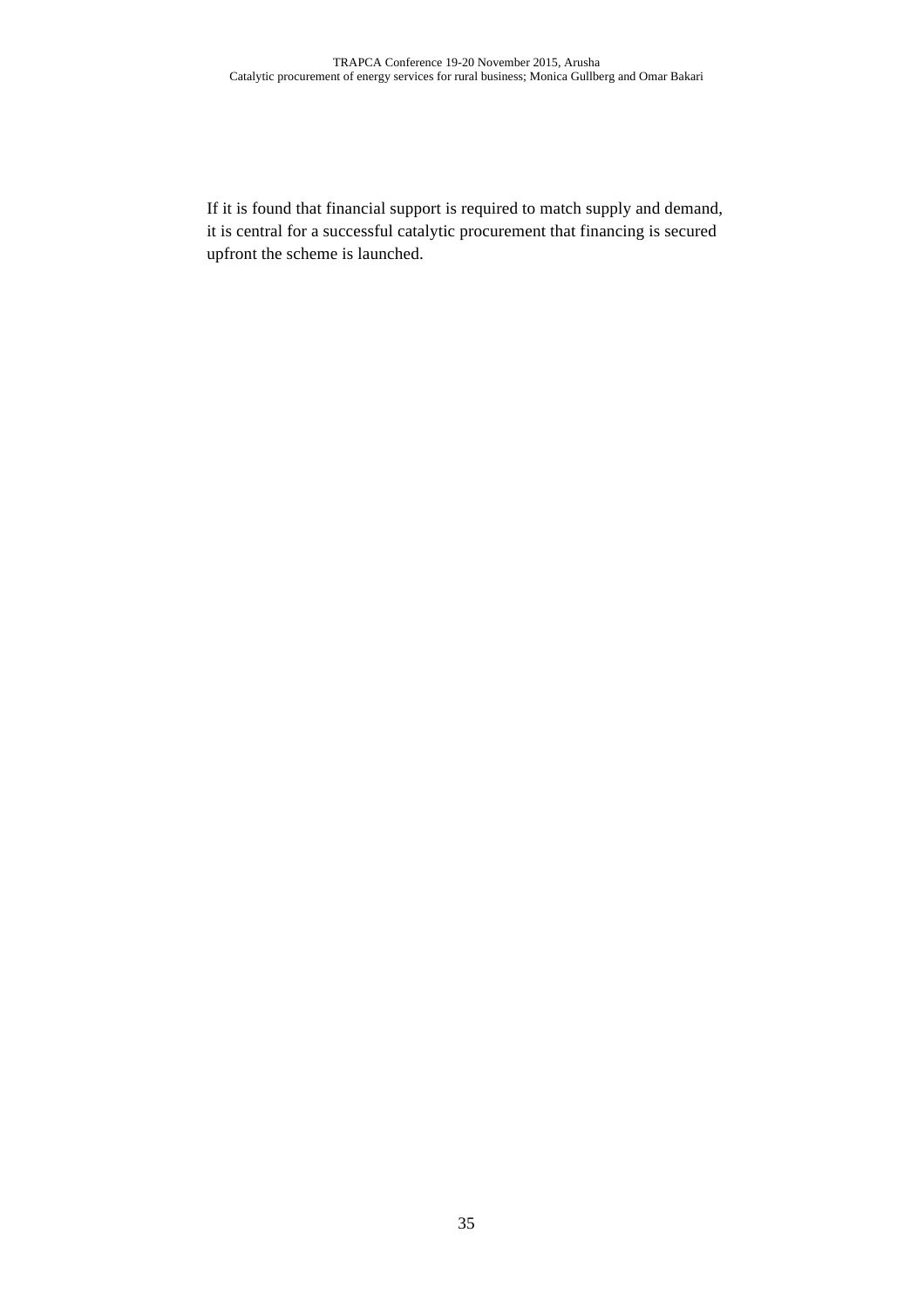If it is found that financial support is required to match supply and demand, it is central for a successful catalytic procurement that financing is secured upfront the scheme is launched.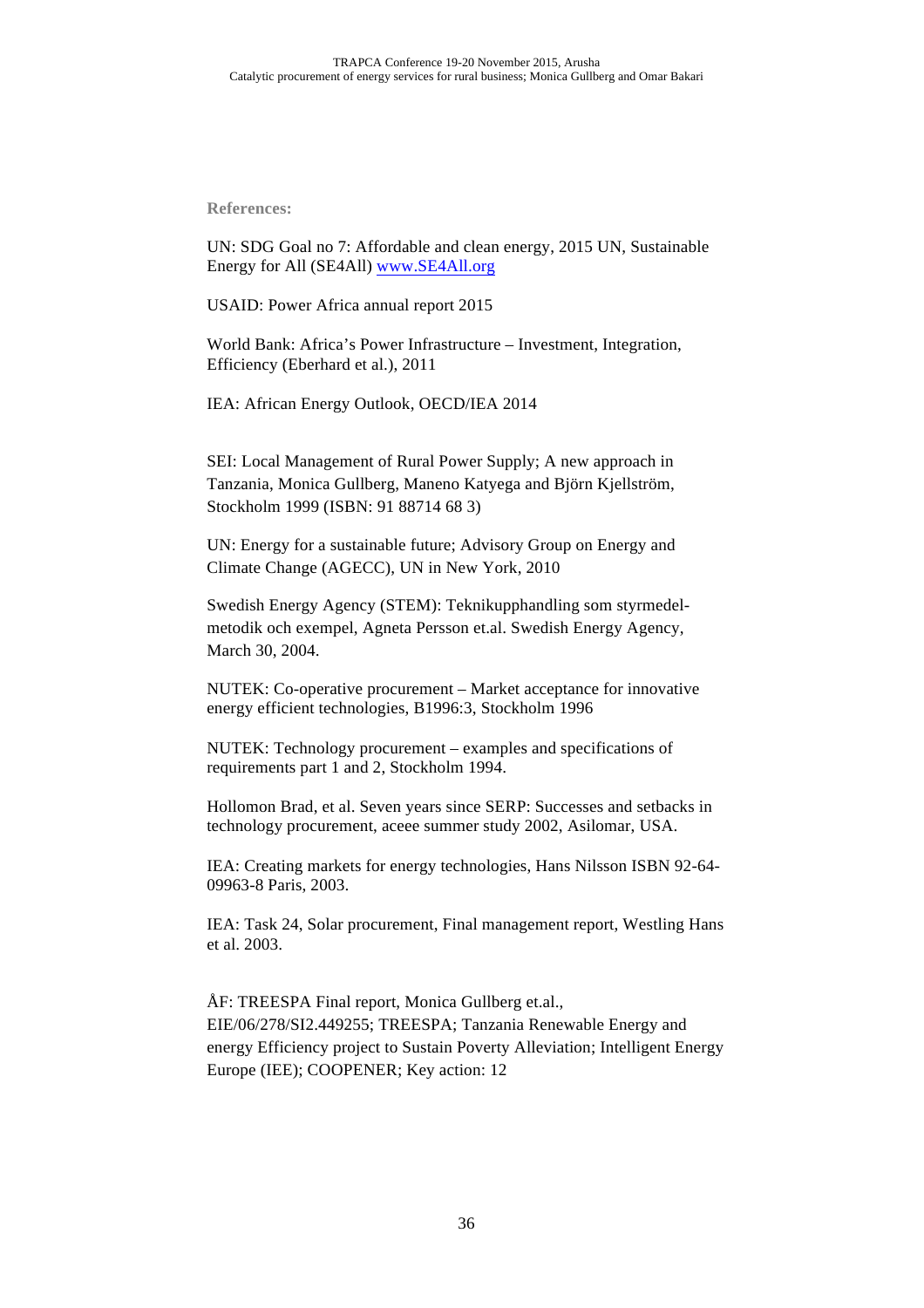**References:**

UN: SDG Goal no 7: Affordable and clean energy, 2015 UN, Sustainable Energy for All (SE4All) www.SE4All.org

USAID: Power Africa annual report 2015

World Bank: Africa's Power Infrastructure – Investment, Integration, Efficiency (Eberhard et al.), 2011

IEA: African Energy Outlook, OECD/IEA 2014

SEI: Local Management of Rural Power Supply; A new approach in Tanzania, Monica Gullberg, Maneno Katyega and Björn Kjellström, Stockholm 1999 (ISBN: 91 88714 68 3)

UN: Energy for a sustainable future; Advisory Group on Energy and Climate Change (AGECC), UN in New York, 2010

Swedish Energy Agency (STEM): Teknikupphandling som styrmedel-metodik och exempel, Agneta Persson et.al. Swedish Energy Agency, March 30, 2004.

NUTEK: Co-operative procurement – Market acceptance for innovative energy efficient technologies, B1996:3, Stockholm 1996

NUTEK: Technology procurement – examples and specifications of requirements part 1 and 2, Stockholm 1994.

Hollomon Brad, et al. Seven years since SERP: Successes and setbacks in technology procurement, aceee summer study 2002, Asilomar, USA.

IEA: Creating markets for energy technologies, Hans Nilsson ISBN 92-64-09963-8 Paris, 2003.

IEA: Task 24, Solar procurement, Final management report, Westling Hans et al. 2003.

ÅF: TREESPA Final report, Monica Gullberg et.al., EIE/06/278/SI2.449255; TREESPA; Tanzania Renewable Energy and energy Efficiency project to Sustain Poverty Alleviation; Intelligent Energy Europe (IEE); COOPENER; Key action: 12